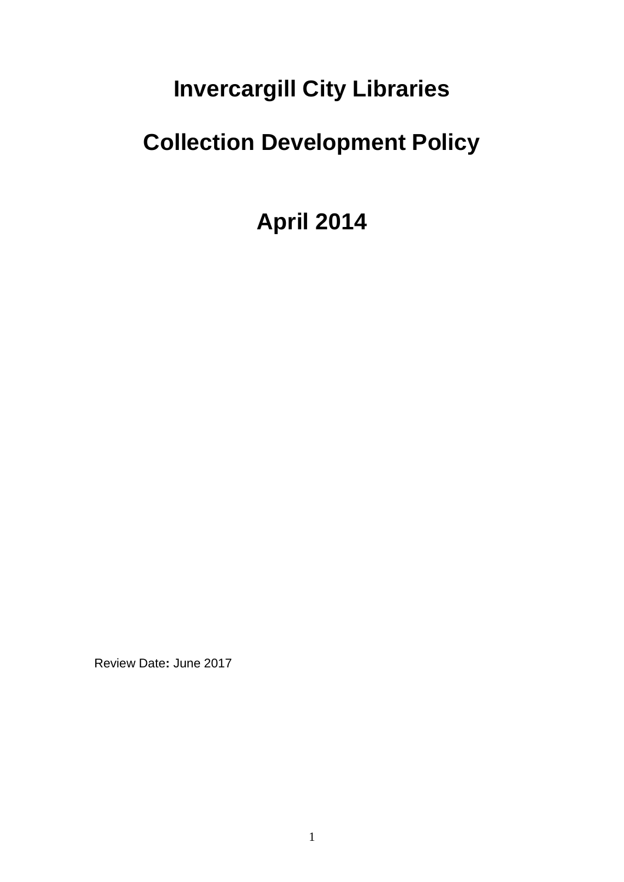# Invercargill City Libraries

# Collection Development Policy

## April 2014

Review Date**:** June 2017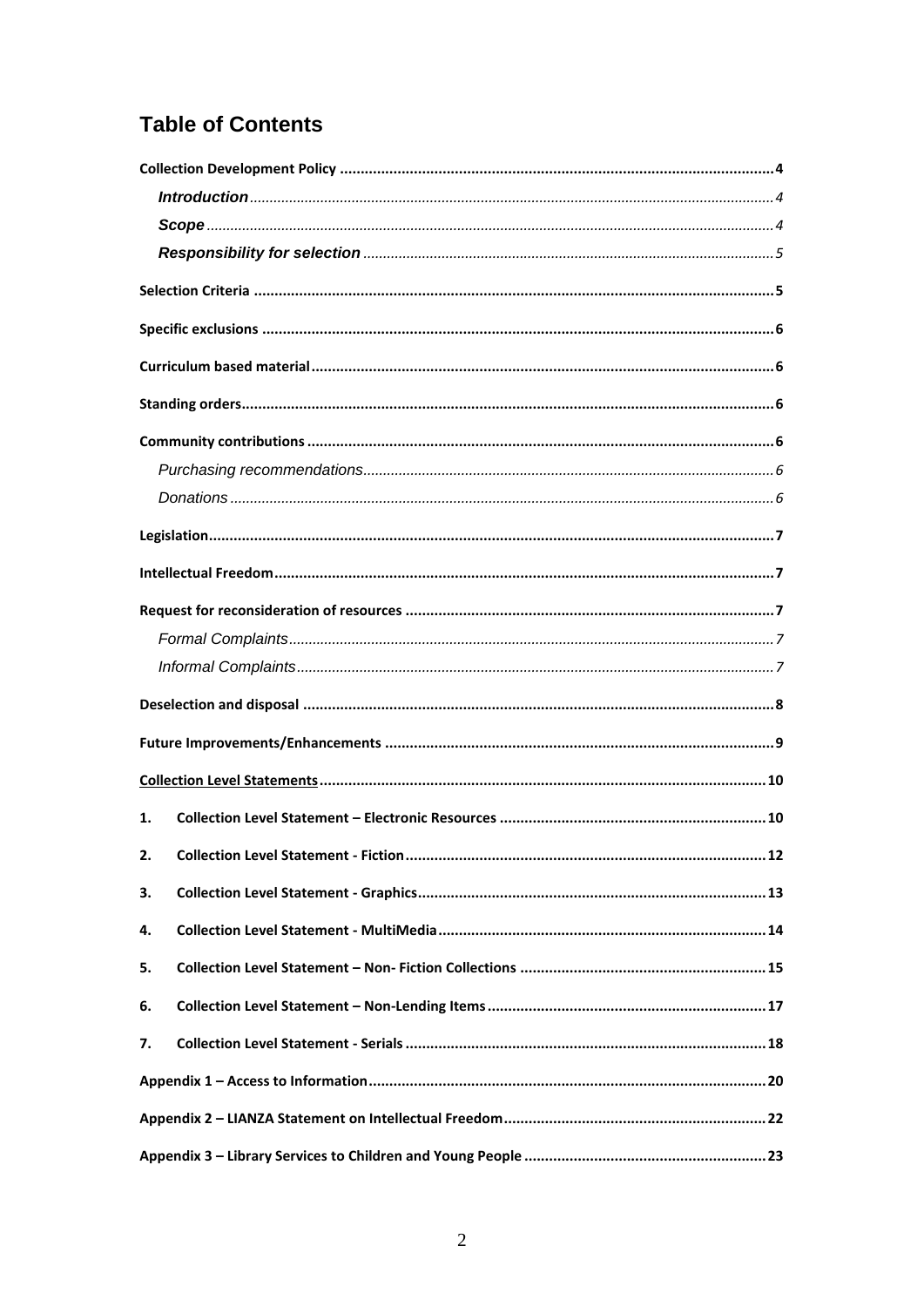# Table of Contents

**Collection Development Policy** .......... 4

- ***Introduction*** .......... 4
- ***Scope*** .......... 4
- ***Responsibility for selection*** .......... 5

**Selection Criteria** .......... 5

**Specific exclusions** .......... 6

**Curriculum based material** .......... 6

**Standing orders** .......... 6

**Community contributions** .......... 6

- *Purchasing recommendations* .......... 6
- *Donations* .......... 6

**Legislation** .......... 7

**Intellectual Freedom** .......... 7

**Request for reconsideration of resources** .......... 7

- *Formal Complaints* .......... 7
- *Informal Complaints* .......... 7

**Deselection and disposal** .......... 8

**Future Improvements/Enhancements** .......... 9

**Collection Level Statements** .......... 10

1. **Collection Level Statement – Electronic Resources** .......... 10
2. **Collection Level Statement - Fiction** .......... 12
3. **Collection Level Statement - Graphics** .......... 13
4. **Collection Level Statement - MultiMedia** .......... 14
5. **Collection Level Statement – Non- Fiction Collections** .......... 15
6. **Collection Level Statement – Non-Lending Items** .......... 17
7. **Collection Level Statement - Serials** .......... 18

**Appendix 1 – Access to Information** .......... 20

**Appendix 2 – LIANZA Statement on Intellectual Freedom** .......... 22

**Appendix 3 – Library Services to Children and Young People** .......... 23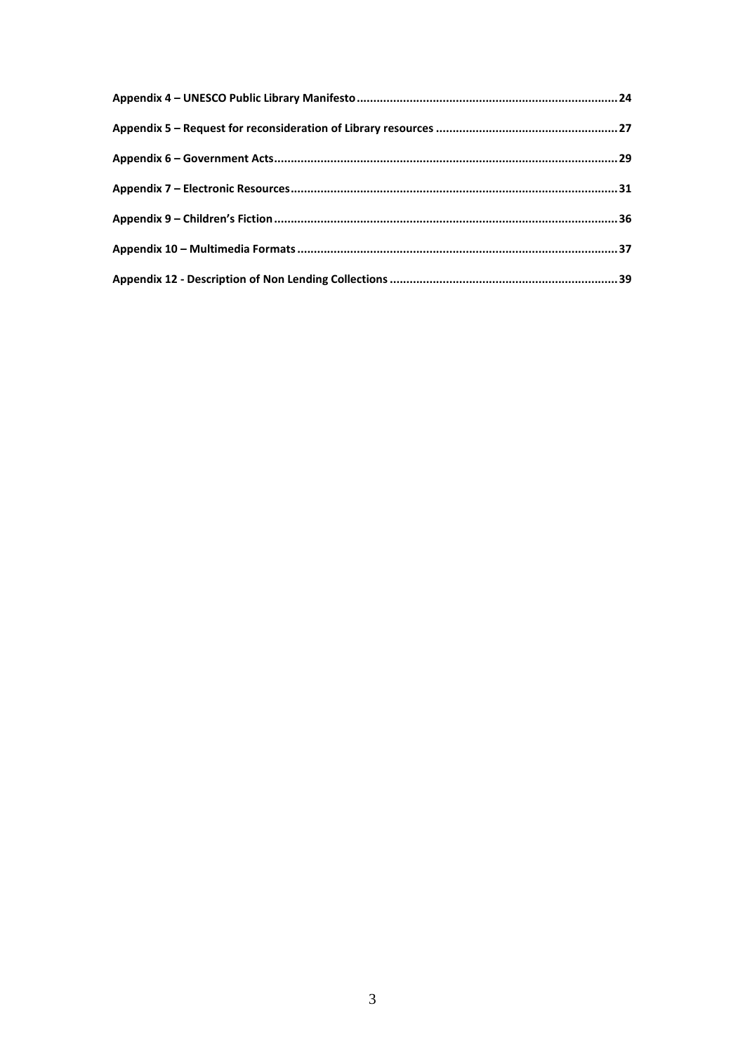**Appendix 4 – UNESCO Public Library Manifesto** ........................................ **24**

**Appendix 5 – Request for reconsideration of Library resources** ........................ **27**

**Appendix 6 – Government Acts** .......................................................... **29**

**Appendix 7 – Electronic Resources** ..................................................... **31**

**Appendix 9 – Children's Fiction** ....................................................... **36**

**Appendix 10 – Multimedia Formats** ...................................................... **37**

**Appendix 12 - Description of Non Lending Collections** .................................. **39**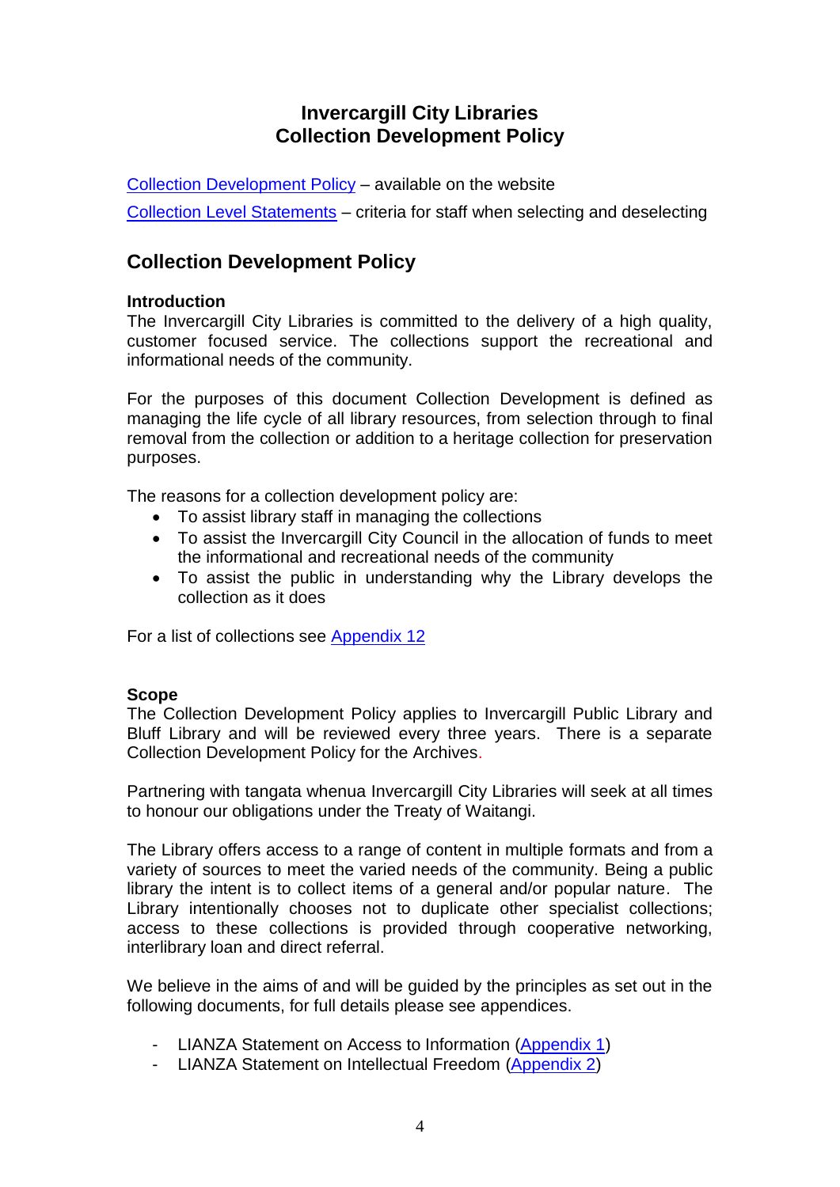# Invercargill City Libraries
# Collection Development Policy

Collection Development Policy – available on the website

Collection Level Statements – criteria for staff when selecting and deselecting

## Collection Development Policy

**Introduction**

The Invercargill City Libraries is committed to the delivery of a high quality, customer focused service. The collections support the recreational and informational needs of the community.

For the purposes of this document Collection Development is defined as managing the life cycle of all library resources, from selection through to final removal from the collection or addition to a heritage collection for preservation purposes.

The reasons for a collection development policy are:

- To assist library staff in managing the collections
- To assist the Invercargill City Council in the allocation of funds to meet the informational and recreational needs of the community
- To assist the public in understanding why the Library develops the collection as it does

For a list of collections see Appendix 12

**Scope**

The Collection Development Policy applies to Invercargill Public Library and Bluff Library and will be reviewed every three years. There is a separate Collection Development Policy for the Archives.

Partnering with tangata whenua Invercargill City Libraries will seek at all times to honour our obligations under the Treaty of Waitangi.

The Library offers access to a range of content in multiple formats and from a variety of sources to meet the varied needs of the community. Being a public library the intent is to collect items of a general and/or popular nature. The Library intentionally chooses not to duplicate other specialist collections; access to these collections is provided through cooperative networking, interlibrary loan and direct referral.

We believe in the aims of and will be guided by the principles as set out in the following documents, for full details please see appendices.

- LIANZA Statement on Access to Information (Appendix 1)
- LIANZA Statement on Intellectual Freedom (Appendix 2)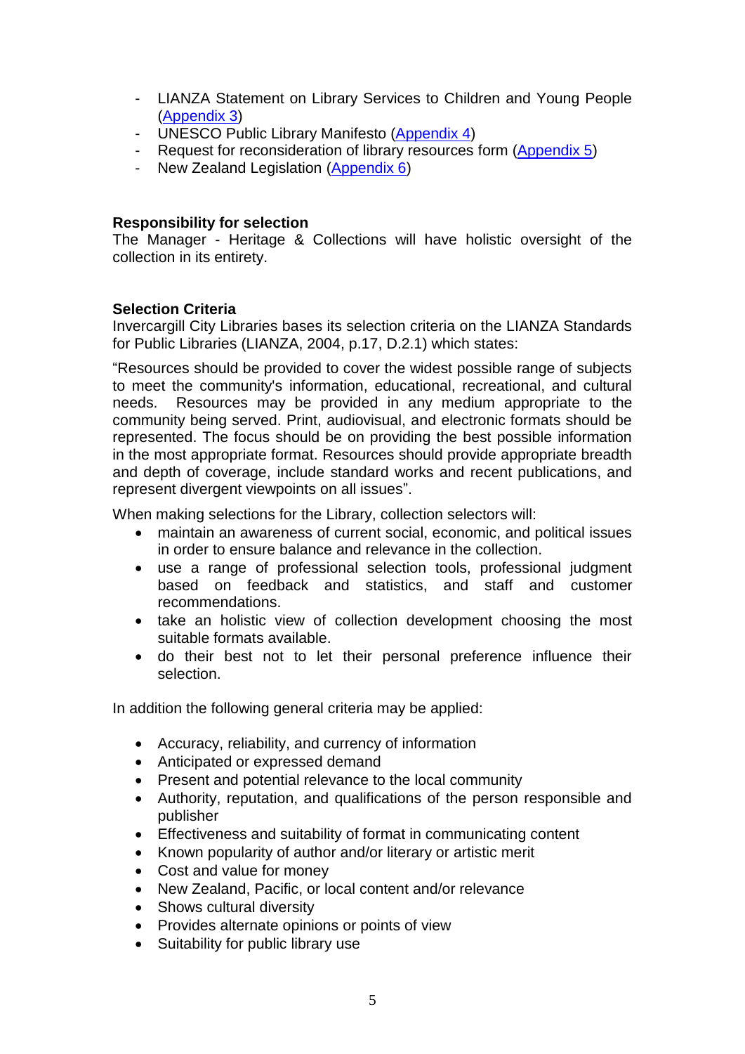- LIANZA Statement on Library Services to Children and Young People (Appendix 3)
- UNESCO Public Library Manifesto (Appendix 4)
- Request for reconsideration of library resources form (Appendix 5)
- New Zealand Legislation (Appendix 6)

**Responsibility for selection**

The Manager - Heritage & Collections will have holistic oversight of the collection in its entirety.

**Selection Criteria**

Invercargill City Libraries bases its selection criteria on the LIANZA Standards for Public Libraries (LIANZA, 2004, p.17, D.2.1) which states:

"Resources should be provided to cover the widest possible range of subjects to meet the community's information, educational, recreational, and cultural needs. Resources may be provided in any medium appropriate to the community being served. Print, audiovisual, and electronic formats should be represented. The focus should be on providing the best possible information in the most appropriate format. Resources should provide appropriate breadth and depth of coverage, include standard works and recent publications, and represent divergent viewpoints on all issues".

When making selections for the Library, collection selectors will:

- maintain an awareness of current social, economic, and political issues in order to ensure balance and relevance in the collection.
- use a range of professional selection tools, professional judgment based on feedback and statistics, and staff and customer recommendations.
- take an holistic view of collection development choosing the most suitable formats available.
- do their best not to let their personal preference influence their selection.

In addition the following general criteria may be applied:

- Accuracy, reliability, and currency of information
- Anticipated or expressed demand
- Present and potential relevance to the local community
- Authority, reputation, and qualifications of the person responsible and publisher
- Effectiveness and suitability of format in communicating content
- Known popularity of author and/or literary or artistic merit
- Cost and value for money
- New Zealand, Pacific, or local content and/or relevance
- Shows cultural diversity
- Provides alternate opinions or points of view
- Suitability for public library use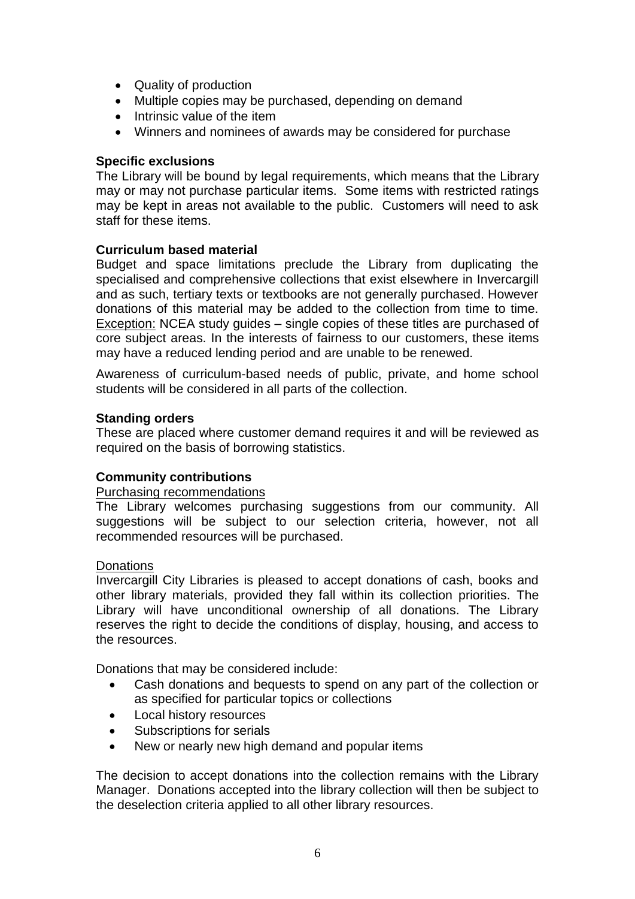- Quality of production
- Multiple copies may be purchased, depending on demand
- Intrinsic value of the item
- Winners and nominees of awards may be considered for purchase

**Specific exclusions**

The Library will be bound by legal requirements, which means that the Library may or may not purchase particular items. Some items with restricted ratings may be kept in areas not available to the public. Customers will need to ask staff for these items.

**Curriculum based material**

Budget and space limitations preclude the Library from duplicating the specialised and comprehensive collections that exist elsewhere in Invercargill and as such, tertiary texts or textbooks are not generally purchased. However donations of this material may be added to the collection from time to time. <u>Exception:</u> NCEA study guides – single copies of these titles are purchased of core subject areas. In the interests of fairness to our customers, these items may have a reduced lending period and are unable to be renewed.

Awareness of curriculum-based needs of public, private, and home school students will be considered in all parts of the collection.

**Standing orders**

These are placed where customer demand requires it and will be reviewed as required on the basis of borrowing statistics.

**Community contributions**

<u>Purchasing recommendations</u>

The Library welcomes purchasing suggestions from our community. All suggestions will be subject to our selection criteria, however, not all recommended resources will be purchased.

<u>Donations</u>

Invercargill City Libraries is pleased to accept donations of cash, books and other library materials, provided they fall within its collection priorities. The Library will have unconditional ownership of all donations. The Library reserves the right to decide the conditions of display, housing, and access to the resources.

Donations that may be considered include:

- Cash donations and bequests to spend on any part of the collection or as specified for particular topics or collections
- Local history resources
- Subscriptions for serials
- New or nearly new high demand and popular items

The decision to accept donations into the collection remains with the Library Manager. Donations accepted into the library collection will then be subject to the deselection criteria applied to all other library resources.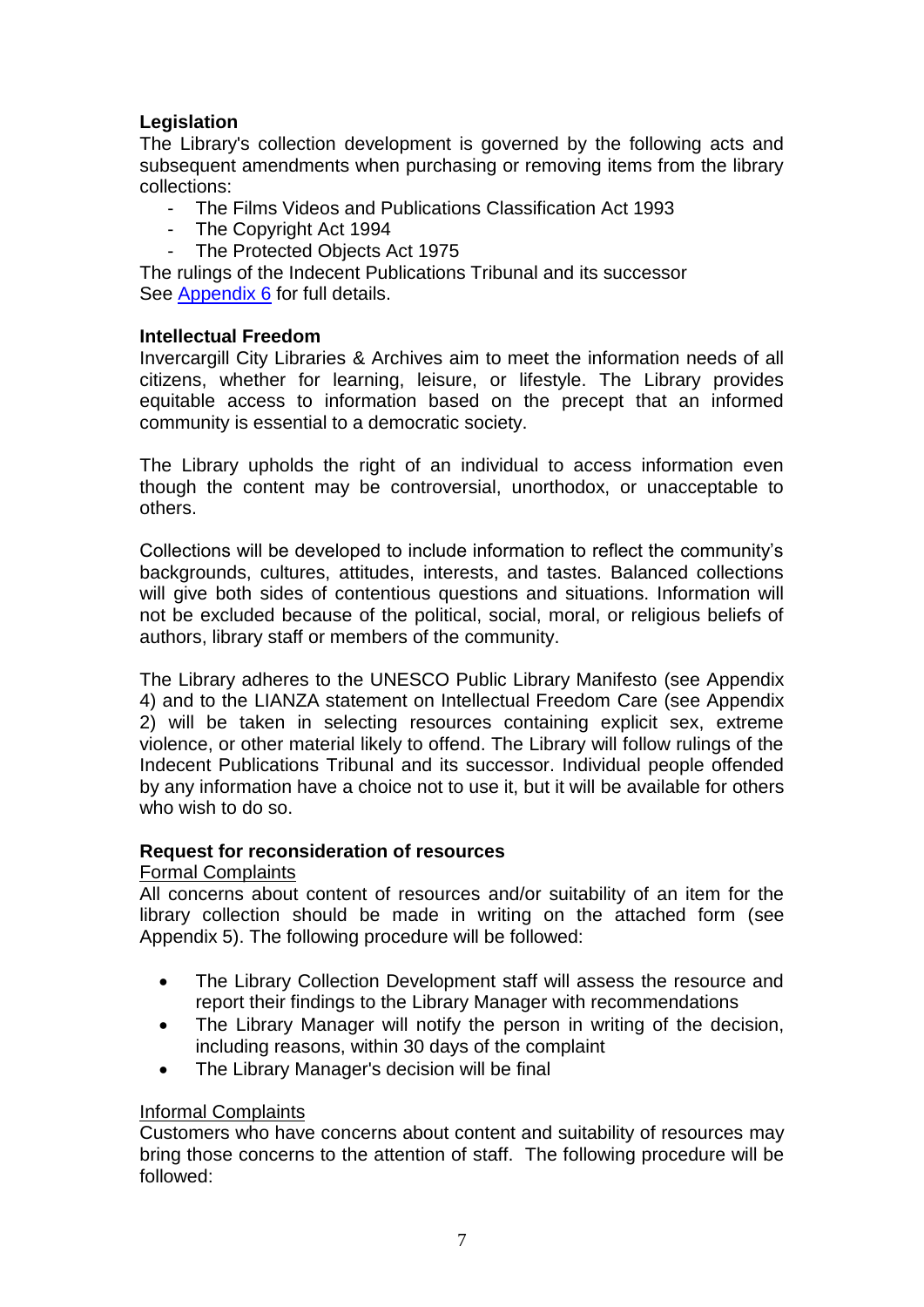**Legislation**

The Library's collection development is governed by the following acts and subsequent amendments when purchasing or removing items from the library collections:

- The Films Videos and Publications Classification Act 1993
- The Copyright Act 1994
- The Protected Objects Act 1975

The rulings of the Indecent Publications Tribunal and its successor
See Appendix 6 for full details.

**Intellectual Freedom**

Invercargill City Libraries & Archives aim to meet the information needs of all citizens, whether for learning, leisure, or lifestyle. The Library provides equitable access to information based on the precept that an informed community is essential to a democratic society.

The Library upholds the right of an individual to access information even though the content may be controversial, unorthodox, or unacceptable to others.

Collections will be developed to include information to reflect the community's backgrounds, cultures, attitudes, interests, and tastes. Balanced collections will give both sides of contentious questions and situations. Information will not be excluded because of the political, social, moral, or religious beliefs of authors, library staff or members of the community.

The Library adheres to the UNESCO Public Library Manifesto (see Appendix 4) and to the LIANZA statement on Intellectual Freedom Care (see Appendix 2) will be taken in selecting resources containing explicit sex, extreme violence, or other material likely to offend. The Library will follow rulings of the Indecent Publications Tribunal and its successor. Individual people offended by any information have a choice not to use it, but it will be available for others who wish to do so.

**Request for reconsideration of resources**

Formal Complaints

All concerns about content of resources and/or suitability of an item for the library collection should be made in writing on the attached form (see Appendix 5). The following procedure will be followed:

- The Library Collection Development staff will assess the resource and report their findings to the Library Manager with recommendations
- The Library Manager will notify the person in writing of the decision, including reasons, within 30 days of the complaint
- The Library Manager's decision will be final

Informal Complaints

Customers who have concerns about content and suitability of resources may bring those concerns to the attention of staff. The following procedure will be followed: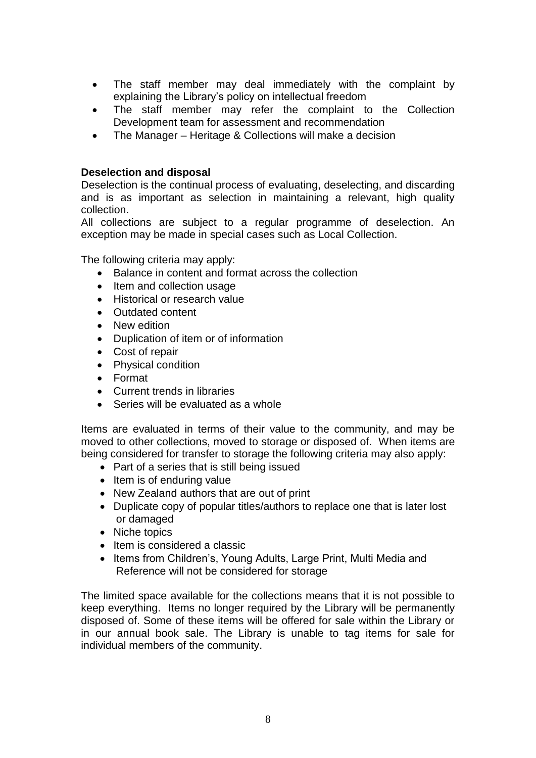- The staff member may deal immediately with the complaint by explaining the Library's policy on intellectual freedom
- The staff member may refer the complaint to the Collection Development team for assessment and recommendation
- The Manager – Heritage & Collections will make a decision

**Deselection and disposal**

Deselection is the continual process of evaluating, deselecting, and discarding and is as important as selection in maintaining a relevant, high quality collection.

All collections are subject to a regular programme of deselection. An exception may be made in special cases such as Local Collection.

The following criteria may apply:

- Balance in content and format across the collection
- Item and collection usage
- Historical or research value
- Outdated content
- New edition
- Duplication of item or of information
- Cost of repair
- Physical condition
- Format
- Current trends in libraries
- Series will be evaluated as a whole

Items are evaluated in terms of their value to the community, and may be moved to other collections, moved to storage or disposed of. When items are being considered for transfer to storage the following criteria may also apply:

- Part of a series that is still being issued
- Item is of enduring value
- New Zealand authors that are out of print
- Duplicate copy of popular titles/authors to replace one that is later lost or damaged
- Niche topics
- Item is considered a classic
- Items from Children's, Young Adults, Large Print, Multi Media and Reference will not be considered for storage

The limited space available for the collections means that it is not possible to keep everything. Items no longer required by the Library will be permanently disposed of. Some of these items will be offered for sale within the Library or in our annual book sale. The Library is unable to tag items for sale for individual members of the community.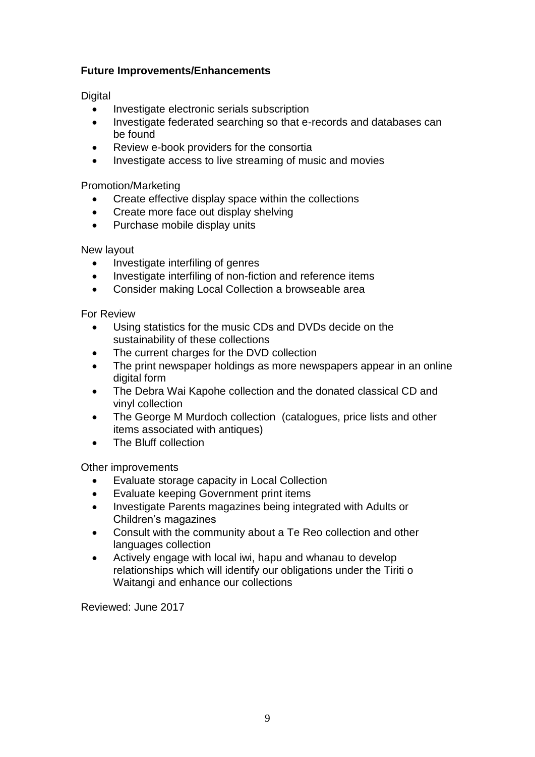**Future Improvements/Enhancements**

Digital

- Investigate electronic serials subscription
- Investigate federated searching so that e-records and databases can be found
- Review e-book providers for the consortia
- Investigate access to live streaming of music and movies

Promotion/Marketing

- Create effective display space within the collections
- Create more face out display shelving
- Purchase mobile display units

New layout

- Investigate interfiling of genres
- Investigate interfiling of non-fiction and reference items
- Consider making Local Collection a browseable area

For Review

- Using statistics for the music CDs and DVDs decide on the sustainability of these collections
- The current charges for the DVD collection
- The print newspaper holdings as more newspapers appear in an online digital form
- The Debra Wai Kapohe collection and the donated classical CD and vinyl collection
- The George M Murdoch collection (catalogues, price lists and other items associated with antiques)
- The Bluff collection

Other improvements

- Evaluate storage capacity in Local Collection
- Evaluate keeping Government print items
- Investigate Parents magazines being integrated with Adults or Children's magazines
- Consult with the community about a Te Reo collection and other languages collection
- Actively engage with local iwi, hapu and whanau to develop relationships which will identify our obligations under the Tiriti o Waitangi and enhance our collections

Reviewed: June 2017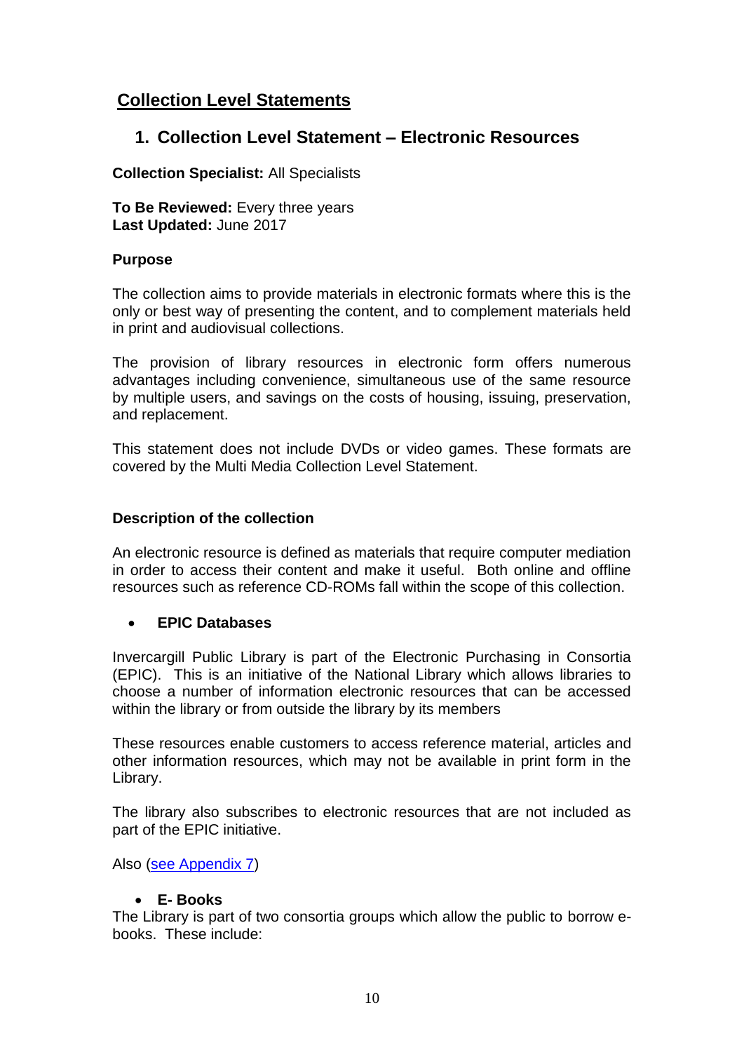## Collection Level Statements

### 1. Collection Level Statement – Electronic Resources

**Collection Specialist:** All Specialists

**To Be Reviewed:** Every three years
**Last Updated:** June 2017

**Purpose**

The collection aims to provide materials in electronic formats where this is the only or best way of presenting the content, and to complement materials held in print and audiovisual collections.

The provision of library resources in electronic form offers numerous advantages including convenience, simultaneous use of the same resource by multiple users, and savings on the costs of housing, issuing, preservation, and replacement.

This statement does not include DVDs or video games. These formats are covered by the Multi Media Collection Level Statement.

**Description of the collection**

An electronic resource is defined as materials that require computer mediation in order to access their content and make it useful. Both online and offline resources such as reference CD-ROMs fall within the scope of this collection.

- **EPIC Databases**

Invercargill Public Library is part of the Electronic Purchasing in Consortia (EPIC). This is an initiative of the National Library which allows libraries to choose a number of information electronic resources that can be accessed within the library or from outside the library by its members

These resources enable customers to access reference material, articles and other information resources, which may not be available in print form in the Library.

The library also subscribes to electronic resources that are not included as part of the EPIC initiative.

Also (see Appendix 7)

- **E- Books**

The Library is part of two consortia groups which allow the public to borrow e-books. These include: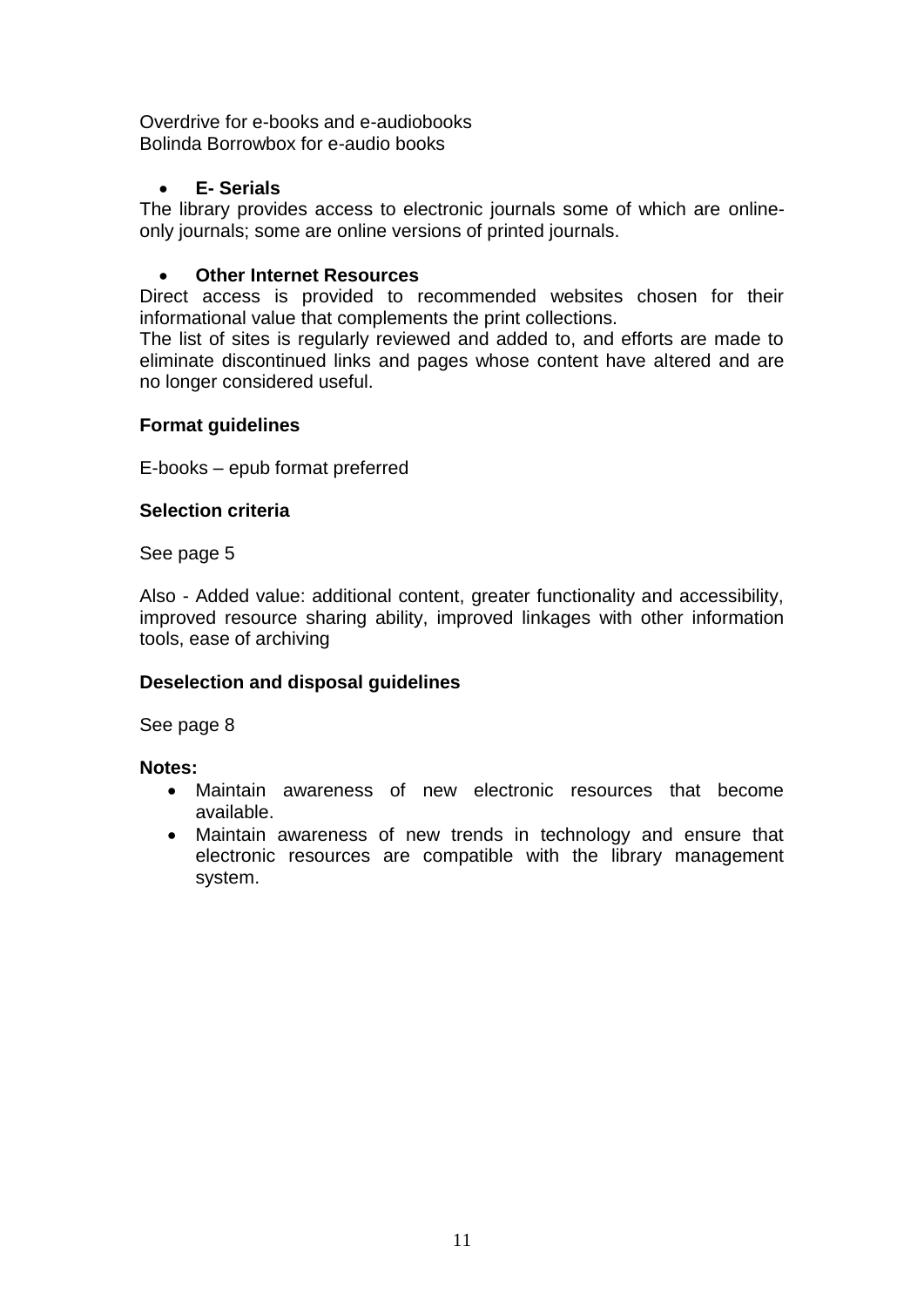Overdrive for e-books and e-audiobooks
Bolinda Borrowbox for e-audio books

- **E- Serials**

The library provides access to electronic journals some of which are online-only journals; some are online versions of printed journals.

- **Other Internet Resources**

Direct access is provided to recommended websites chosen for their informational value that complements the print collections.
The list of sites is regularly reviewed and added to, and efforts are made to eliminate discontinued links and pages whose content have altered and are no longer considered useful.

**Format guidelines**

E-books – epub format preferred

**Selection criteria**

See page 5

Also - Added value: additional content, greater functionality and accessibility, improved resource sharing ability, improved linkages with other information tools, ease of archiving

**Deselection and disposal guidelines**

See page 8

**Notes:**

- Maintain awareness of new electronic resources that become available.
- Maintain awareness of new trends in technology and ensure that electronic resources are compatible with the library management system.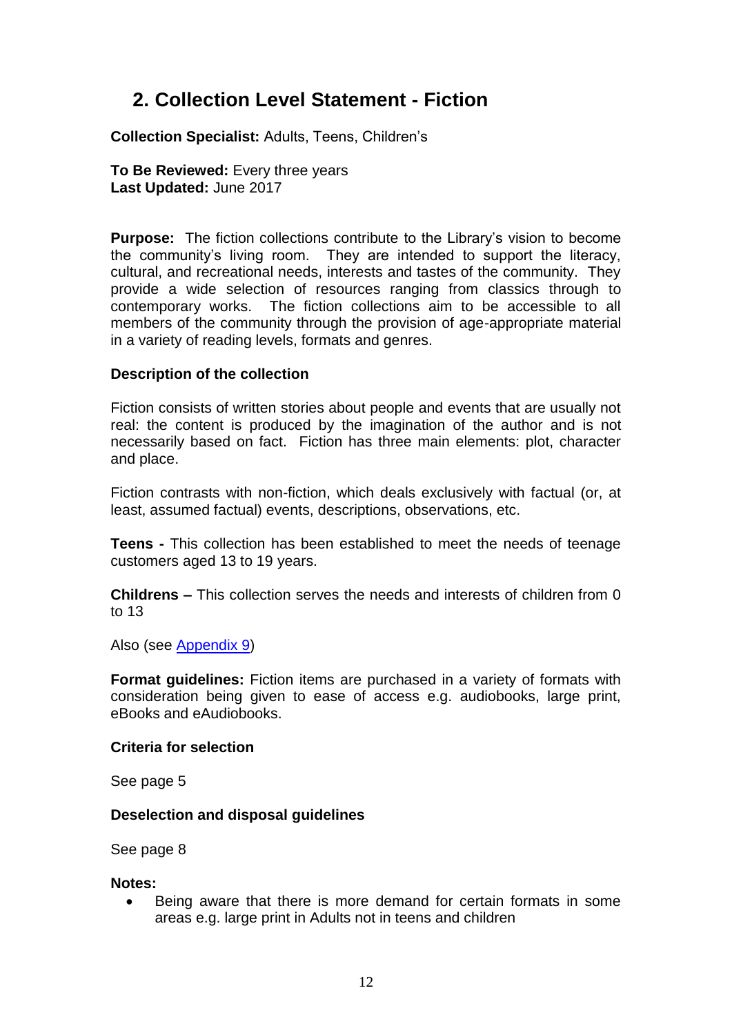## 2. Collection Level Statement - Fiction

**Collection Specialist:** Adults, Teens, Children's

**To Be Reviewed:** Every three years
**Last Updated:** June 2017

**Purpose:** The fiction collections contribute to the Library's vision to become the community's living room. They are intended to support the literacy, cultural, and recreational needs, interests and tastes of the community. They provide a wide selection of resources ranging from classics through to contemporary works. The fiction collections aim to be accessible to all members of the community through the provision of age-appropriate material in a variety of reading levels, formats and genres.

**Description of the collection**

Fiction consists of written stories about people and events that are usually not real: the content is produced by the imagination of the author and is not necessarily based on fact. Fiction has three main elements: plot, character and place.

Fiction contrasts with non-fiction, which deals exclusively with factual (or, at least, assumed factual) events, descriptions, observations, etc.

**Teens -** This collection has been established to meet the needs of teenage customers aged 13 to 19 years.

**Childrens –** This collection serves the needs and interests of children from 0 to 13

Also (see Appendix 9)

**Format guidelines:** Fiction items are purchased in a variety of formats with consideration being given to ease of access e.g. audiobooks, large print, eBooks and eAudiobooks.

**Criteria for selection**

See page 5

**Deselection and disposal guidelines**

See page 8

**Notes:**

- Being aware that there is more demand for certain formats in some areas e.g. large print in Adults not in teens and children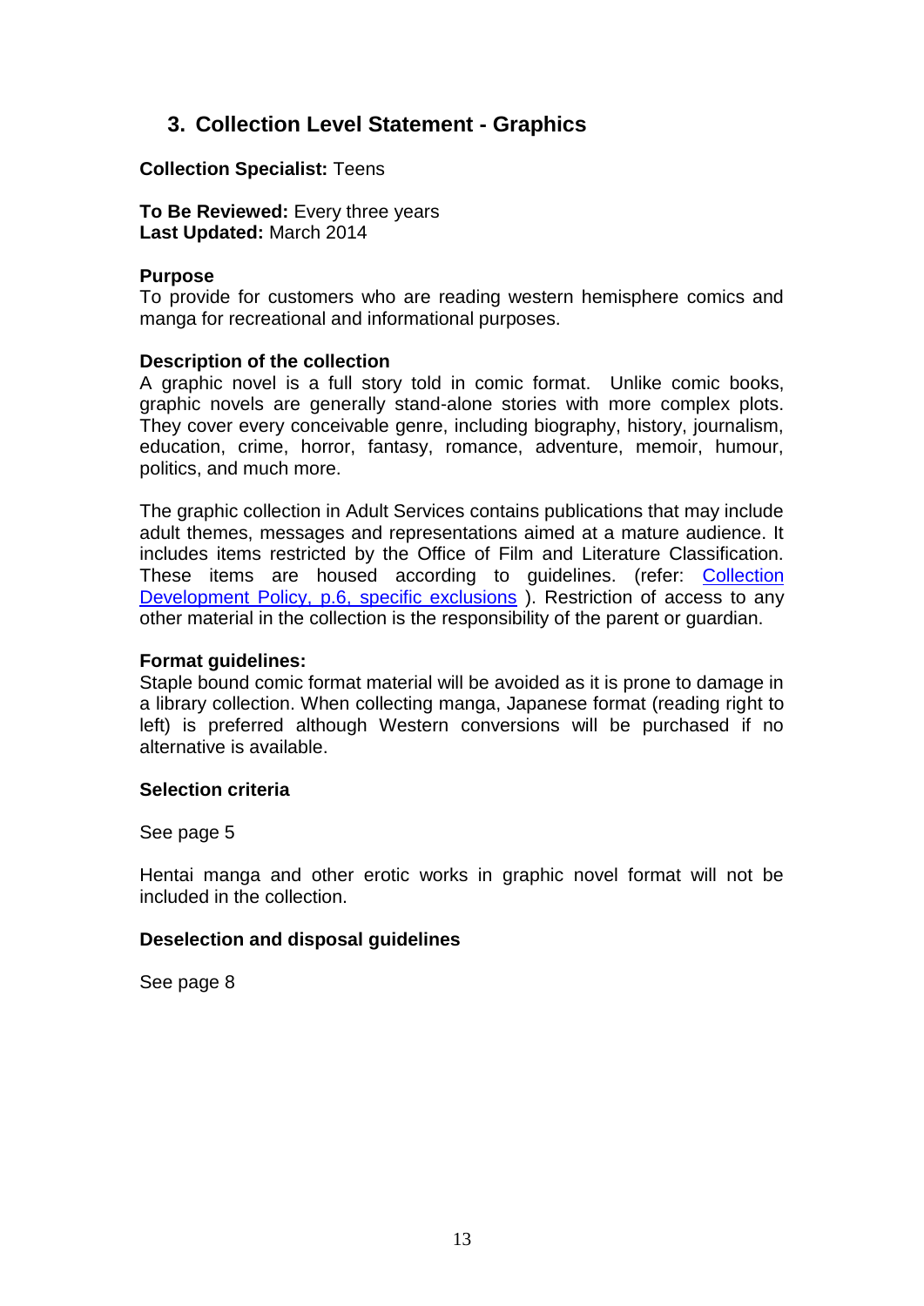## 3. Collection Level Statement - Graphics

**Collection Specialist:** Teens

**To Be Reviewed:** Every three years
**Last Updated:** March 2014

**Purpose**
To provide for customers who are reading western hemisphere comics and manga for recreational and informational purposes.

**Description of the collection**
A graphic novel is a full story told in comic format. Unlike comic books, graphic novels are generally stand-alone stories with more complex plots. They cover every conceivable genre, including biography, history, journalism, education, crime, horror, fantasy, romance, adventure, memoir, humour, politics, and much more.

The graphic collection in Adult Services contains publications that may include adult themes, messages and representations aimed at a mature audience. It includes items restricted by the Office of Film and Literature Classification. These items are housed according to guidelines. (refer: Collection Development Policy, p.6, specific exclusions ). Restriction of access to any other material in the collection is the responsibility of the parent or guardian.

**Format guidelines:**
Staple bound comic format material will be avoided as it is prone to damage in a library collection. When collecting manga, Japanese format (reading right to left) is preferred although Western conversions will be purchased if no alternative is available.

**Selection criteria**

See page 5

Hentai manga and other erotic works in graphic novel format will not be included in the collection.

**Deselection and disposal guidelines**

See page 8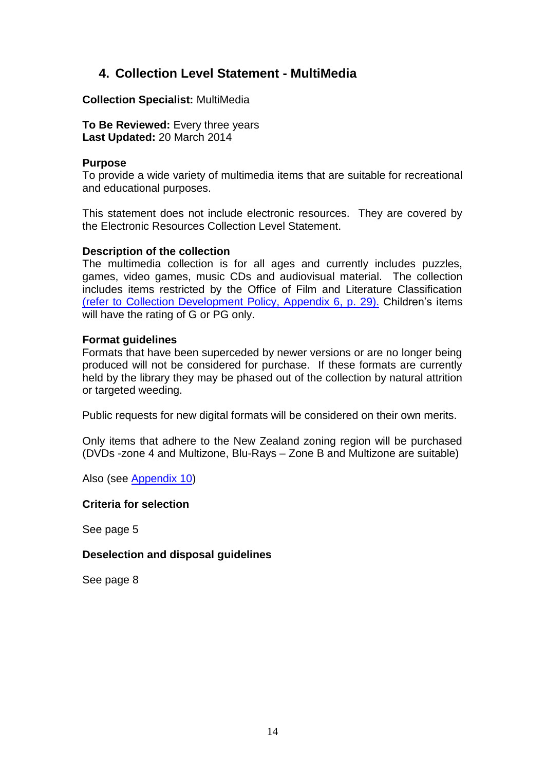## 4. Collection Level Statement - MultiMedia

**Collection Specialist:** MultiMedia

**To Be Reviewed:** Every three years
**Last Updated:** 20 March 2014

**Purpose**
To provide a wide variety of multimedia items that are suitable for recreational and educational purposes.

This statement does not include electronic resources. They are covered by the Electronic Resources Collection Level Statement.

**Description of the collection**
The multimedia collection is for all ages and currently includes puzzles, games, video games, music CDs and audiovisual material. The collection includes items restricted by the Office of Film and Literature Classification (refer to Collection Development Policy, Appendix 6, p. 29). Children's items will have the rating of G or PG only.

**Format guidelines**
Formats that have been superceded by newer versions or are no longer being produced will not be considered for purchase. If these formats are currently held by the library they may be phased out of the collection by natural attrition or targeted weeding.

Public requests for new digital formats will be considered on their own merits.

Only items that adhere to the New Zealand zoning region will be purchased (DVDs -zone 4 and Multizone, Blu-Rays – Zone B and Multizone are suitable)

Also (see Appendix 10)

**Criteria for selection**

See page 5

**Deselection and disposal guidelines**

See page 8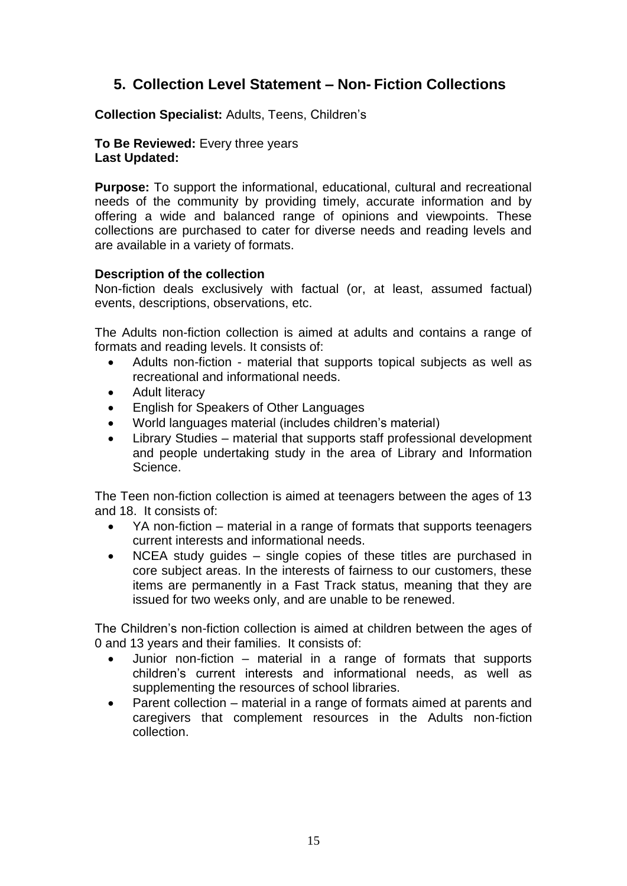## 5. Collection Level Statement – Non- Fiction Collections

**Collection Specialist:** Adults, Teens, Children's

**To Be Reviewed:** Every three years
**Last Updated:**

**Purpose:** To support the informational, educational, cultural and recreational needs of the community by providing timely, accurate information and by offering a wide and balanced range of opinions and viewpoints. These collections are purchased to cater for diverse needs and reading levels and are available in a variety of formats.

**Description of the collection**

Non-fiction deals exclusively with factual (or, at least, assumed factual) events, descriptions, observations, etc.

The Adults non-fiction collection is aimed at adults and contains a range of formats and reading levels. It consists of:

- Adults non-fiction - material that supports topical subjects as well as recreational and informational needs.
- Adult literacy
- English for Speakers of Other Languages
- World languages material (includes children's material)
- Library Studies – material that supports staff professional development and people undertaking study in the area of Library and Information Science.

The Teen non-fiction collection is aimed at teenagers between the ages of 13 and 18. It consists of:

- YA non-fiction – material in a range of formats that supports teenagers current interests and informational needs.
- NCEA study guides – single copies of these titles are purchased in core subject areas. In the interests of fairness to our customers, these items are permanently in a Fast Track status, meaning that they are issued for two weeks only, and are unable to be renewed.

The Children's non-fiction collection is aimed at children between the ages of 0 and 13 years and their families. It consists of:

- Junior non-fiction – material in a range of formats that supports children's current interests and informational needs, as well as supplementing the resources of school libraries.
- Parent collection – material in a range of formats aimed at parents and caregivers that complement resources in the Adults non-fiction collection.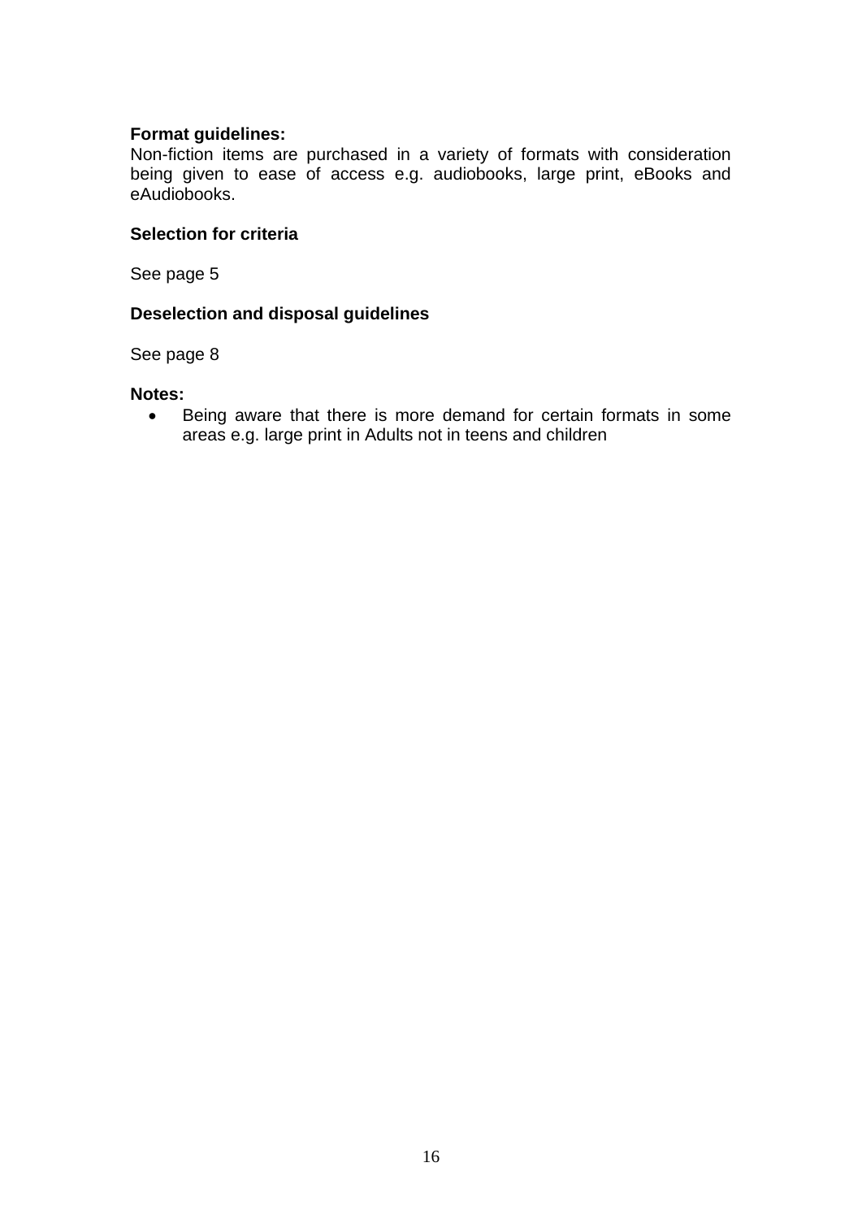**Format guidelines:**
Non-fiction items are purchased in a variety of formats with consideration being given to ease of access e.g. audiobooks, large print, eBooks and eAudiobooks.

**Selection for criteria**

See page 5

**Deselection and disposal guidelines**

See page 8

**Notes:**

- Being aware that there is more demand for certain formats in some areas e.g. large print in Adults not in teens and children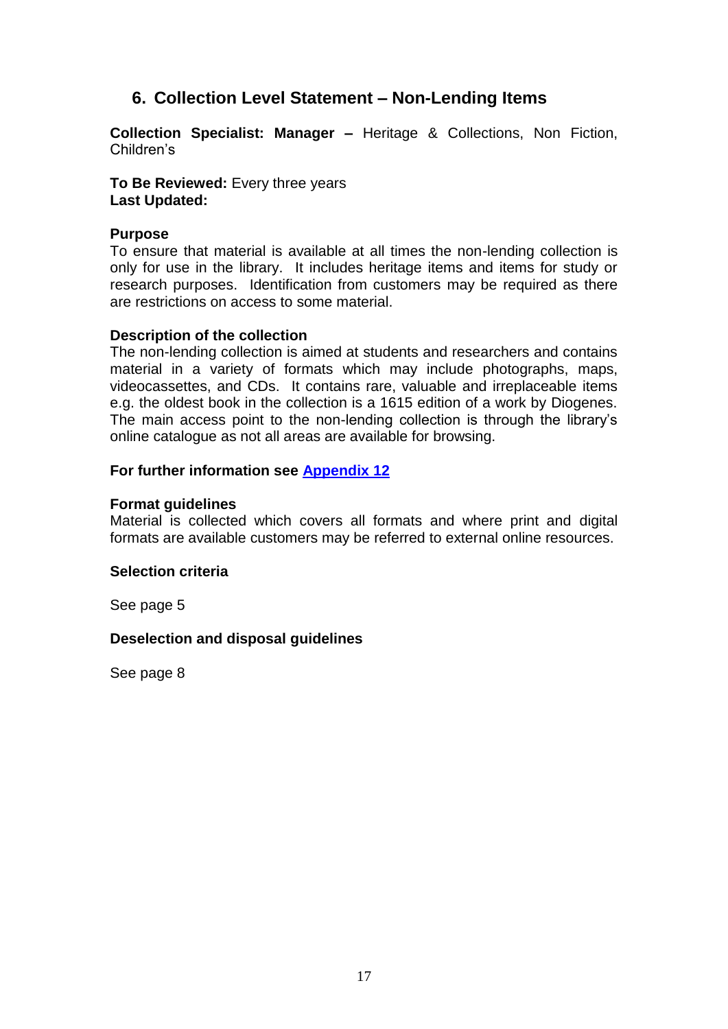## 6. Collection Level Statement – Non-Lending Items

**Collection Specialist: Manager –** Heritage & Collections, Non Fiction, Children's

**To Be Reviewed:** Every three years
**Last Updated:**

**Purpose**
To ensure that material is available at all times the non-lending collection is only for use in the library. It includes heritage items and items for study or research purposes. Identification from customers may be required as there are restrictions on access to some material.

**Description of the collection**
The non-lending collection is aimed at students and researchers and contains material in a variety of formats which may include photographs, maps, videocassettes, and CDs. It contains rare, valuable and irreplaceable items e.g. the oldest book in the collection is a 1615 edition of a work by Diogenes. The main access point to the non-lending collection is through the library's online catalogue as not all areas are available for browsing.

**For further information see Appendix 12**

**Format guidelines**
Material is collected which covers all formats and where print and digital formats are available customers may be referred to external online resources.

**Selection criteria**

See page 5

**Deselection and disposal guidelines**

See page 8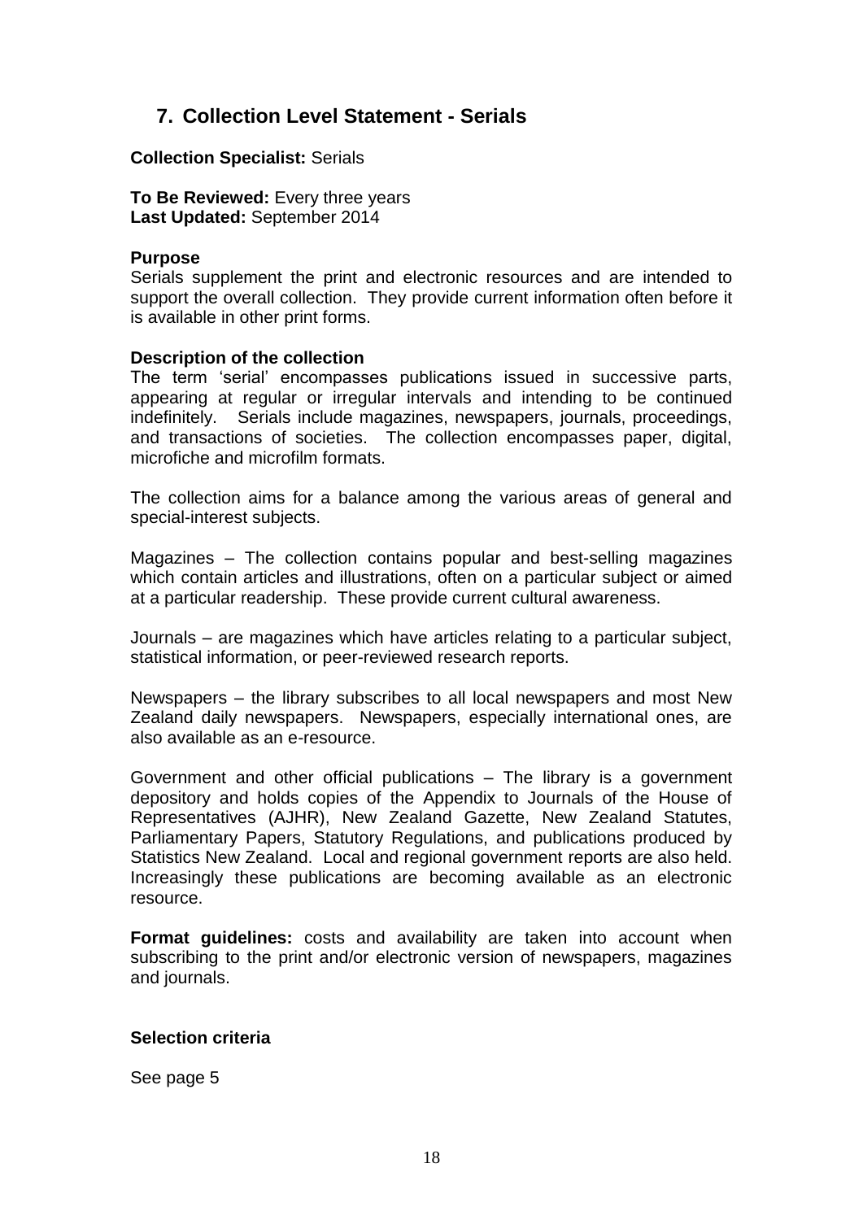## 7. Collection Level Statement - Serials

**Collection Specialist:** Serials

**To Be Reviewed:** Every three years
**Last Updated:** September 2014

**Purpose**
Serials supplement the print and electronic resources and are intended to support the overall collection. They provide current information often before it is available in other print forms.

**Description of the collection**
The term 'serial' encompasses publications issued in successive parts, appearing at regular or irregular intervals and intending to be continued indefinitely. Serials include magazines, newspapers, journals, proceedings, and transactions of societies. The collection encompasses paper, digital, microfiche and microfilm formats.

The collection aims for a balance among the various areas of general and special-interest subjects.

Magazines – The collection contains popular and best-selling magazines which contain articles and illustrations, often on a particular subject or aimed at a particular readership. These provide current cultural awareness.

Journals – are magazines which have articles relating to a particular subject, statistical information, or peer-reviewed research reports.

Newspapers – the library subscribes to all local newspapers and most New Zealand daily newspapers. Newspapers, especially international ones, are also available as an e-resource.

Government and other official publications – The library is a government depository and holds copies of the Appendix to Journals of the House of Representatives (AJHR), New Zealand Gazette, New Zealand Statutes, Parliamentary Papers, Statutory Regulations, and publications produced by Statistics New Zealand. Local and regional government reports are also held. Increasingly these publications are becoming available as an electronic resource.

**Format guidelines:** costs and availability are taken into account when subscribing to the print and/or electronic version of newspapers, magazines and journals.

**Selection criteria**

See page 5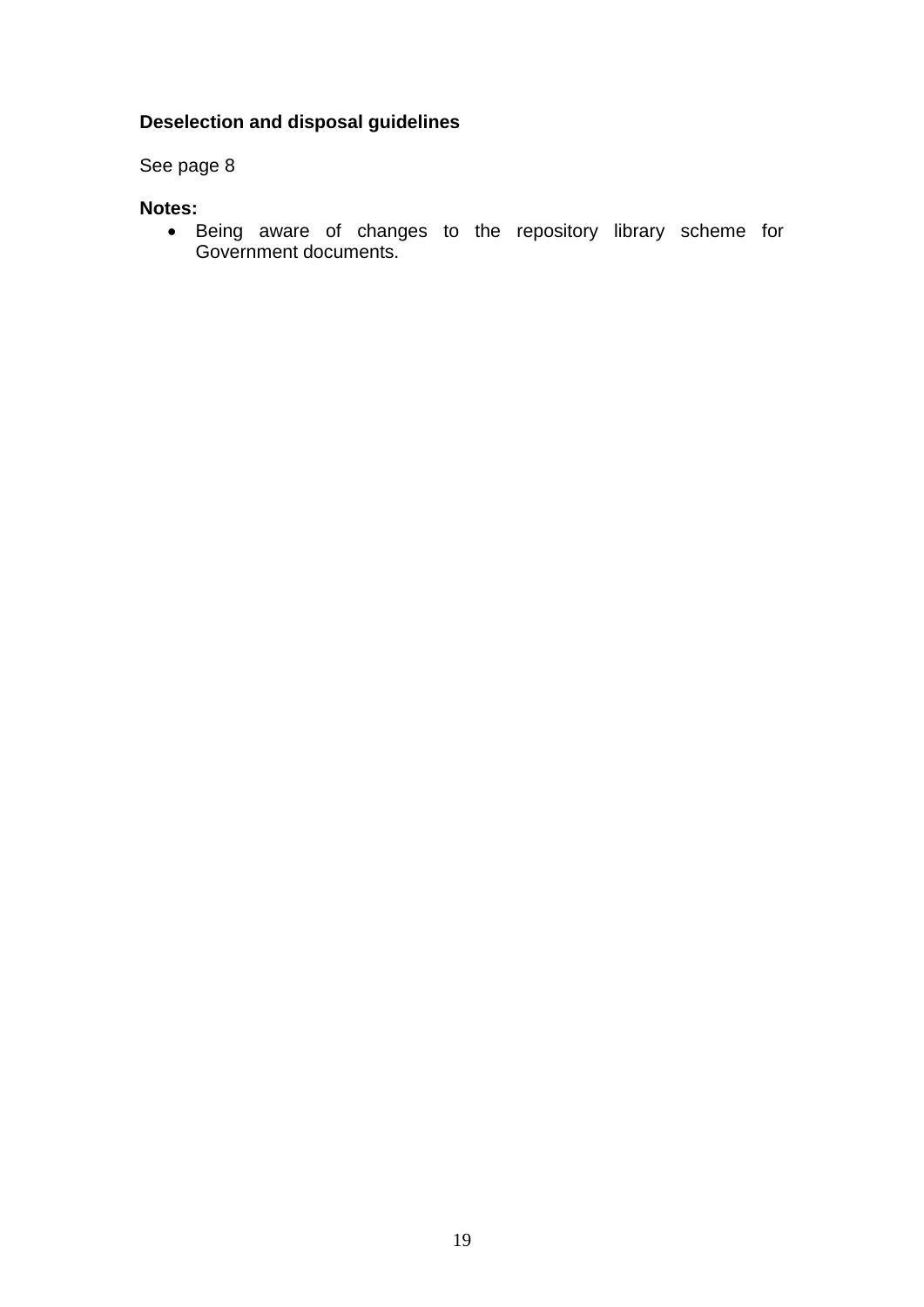**Deselection and disposal guidelines**

See page 8

**Notes:**

- Being aware of changes to the repository library scheme for Government documents.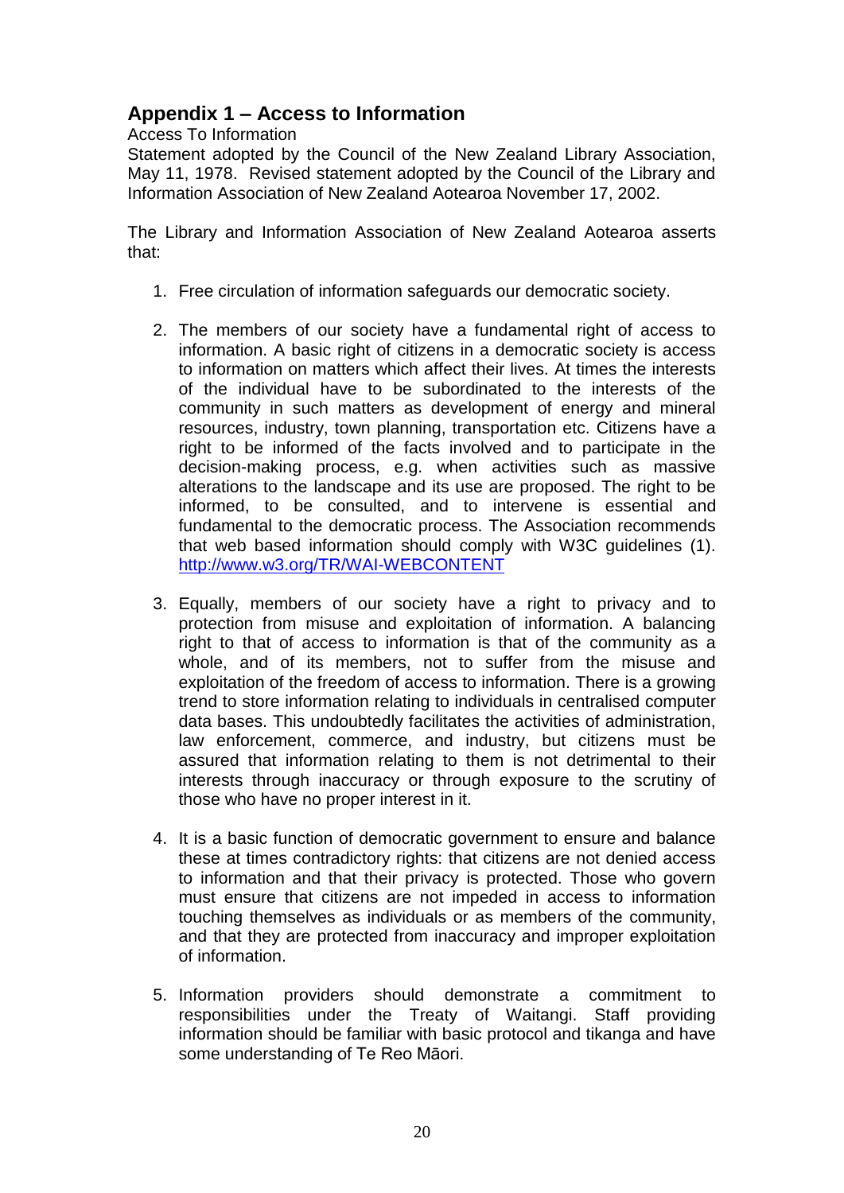## Appendix 1 – Access to Information

Access To Information

Statement adopted by the Council of the New Zealand Library Association, May 11, 1978. Revised statement adopted by the Council of the Library and Information Association of New Zealand Aotearoa November 17, 2002.

The Library and Information Association of New Zealand Aotearoa asserts that:

1. Free circulation of information safeguards our democratic society.

2. The members of our society have a fundamental right of access to information. A basic right of citizens in a democratic society is access to information on matters which affect their lives. At times the interests of the individual have to be subordinated to the interests of the community in such matters as development of energy and mineral resources, industry, town planning, transportation etc. Citizens have a right to be informed of the facts involved and to participate in the decision-making process, e.g. when activities such as massive alterations to the landscape and its use are proposed. The right to be informed, to be consulted, and to intervene is essential and fundamental to the democratic process. The Association recommends that web based information should comply with W3C guidelines (1). http://www.w3.org/TR/WAI-WEBCONTENT

3. Equally, members of our society have a right to privacy and to protection from misuse and exploitation of information. A balancing right to that of access to information is that of the community as a whole, and of its members, not to suffer from the misuse and exploitation of the freedom of access to information. There is a growing trend to store information relating to individuals in centralised computer data bases. This undoubtedly facilitates the activities of administration, law enforcement, commerce, and industry, but citizens must be assured that information relating to them is not detrimental to their interests through inaccuracy or through exposure to the scrutiny of those who have no proper interest in it.

4. It is a basic function of democratic government to ensure and balance these at times contradictory rights: that citizens are not denied access to information and that their privacy is protected. Those who govern must ensure that citizens are not impeded in access to information touching themselves as individuals or as members of the community, and that they are protected from inaccuracy and improper exploitation of information.

5. Information providers should demonstrate a commitment to responsibilities under the Treaty of Waitangi. Staff providing information should be familiar with basic protocol and tikanga and have some understanding of Te Reo Māori.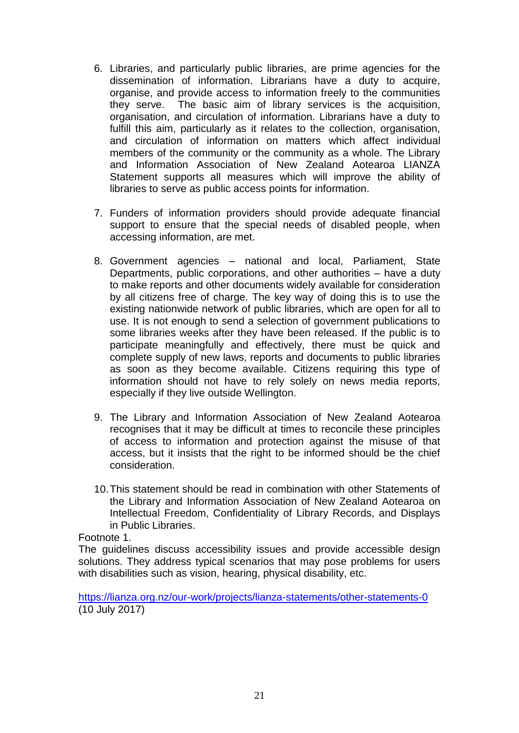6. Libraries, and particularly public libraries, are prime agencies for the dissemination of information. Librarians have a duty to acquire, organise, and provide access to information freely to the communities they serve. The basic aim of library services is the acquisition, organisation, and circulation of information. Librarians have a duty to fulfill this aim, particularly as it relates to the collection, organisation, and circulation of information on matters which affect individual members of the community or the community as a whole. The Library and Information Association of New Zealand Aotearoa LIANZA Statement supports all measures which will improve the ability of libraries to serve as public access points for information.

7. Funders of information providers should provide adequate financial support to ensure that the special needs of disabled people, when accessing information, are met.

8. Government agencies – national and local, Parliament, State Departments, public corporations, and other authorities – have a duty to make reports and other documents widely available for consideration by all citizens free of charge. The key way of doing this is to use the existing nationwide network of public libraries, which are open for all to use. It is not enough to send a selection of government publications to some libraries weeks after they have been released. If the public is to participate meaningfully and effectively, there must be quick and complete supply of new laws, reports and documents to public libraries as soon as they become available. Citizens requiring this type of information should not have to rely solely on news media reports, especially if they live outside Wellington.

9. The Library and Information Association of New Zealand Aotearoa recognises that it may be difficult at times to reconcile these principles of access to information and protection against the misuse of that access, but it insists that the right to be informed should be the chief consideration.

10. This statement should be read in combination with other Statements of the Library and Information Association of New Zealand Aotearoa on Intellectual Freedom, Confidentiality of Library Records, and Displays in Public Libraries.

Footnote 1.
The guidelines discuss accessibility issues and provide accessible design solutions. They address typical scenarios that may pose problems for users with disabilities such as vision, hearing, physical disability, etc.

https://lianza.org.nz/our-work/projects/lianza-statements/other-statements-0
(10 July 2017)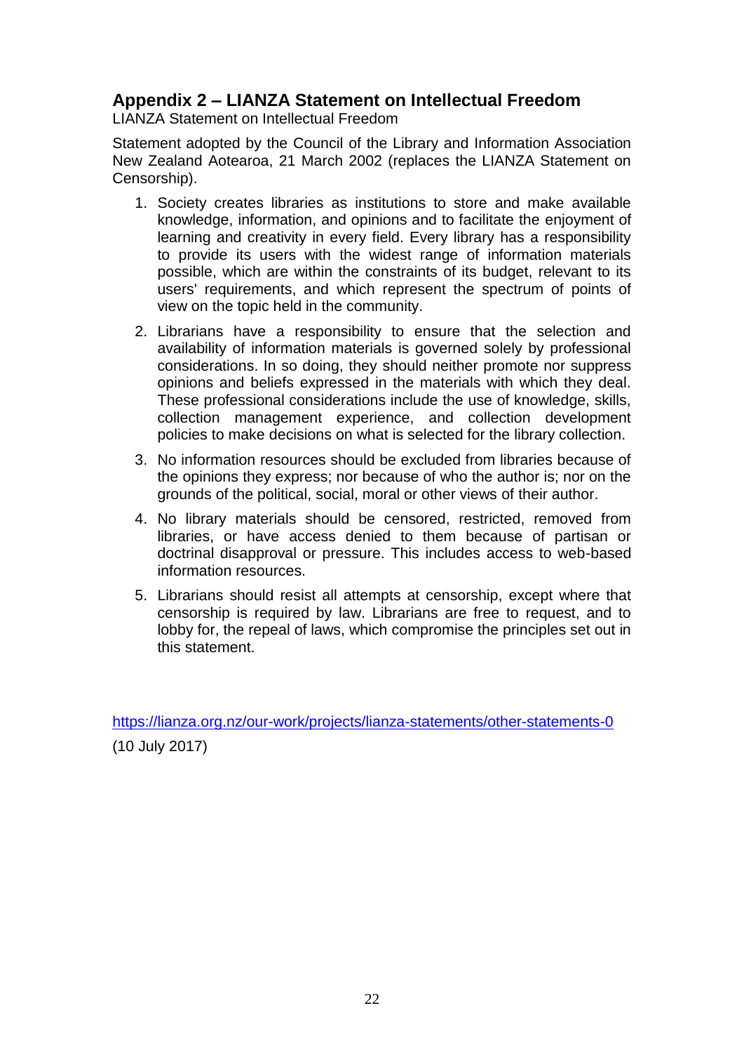## Appendix 2 – LIANZA Statement on Intellectual Freedom

LIANZA Statement on Intellectual Freedom

Statement adopted by the Council of the Library and Information Association New Zealand Aotearoa, 21 March 2002 (replaces the LIANZA Statement on Censorship).

1. Society creates libraries as institutions to store and make available knowledge, information, and opinions and to facilitate the enjoyment of learning and creativity in every field. Every library has a responsibility to provide its users with the widest range of information materials possible, which are within the constraints of its budget, relevant to its users' requirements, and which represent the spectrum of points of view on the topic held in the community.
2. Librarians have a responsibility to ensure that the selection and availability of information materials is governed solely by professional considerations. In so doing, they should neither promote nor suppress opinions and beliefs expressed in the materials with which they deal. These professional considerations include the use of knowledge, skills, collection management experience, and collection development policies to make decisions on what is selected for the library collection.
3. No information resources should be excluded from libraries because of the opinions they express; nor because of who the author is; nor on the grounds of the political, social, moral or other views of their author.
4. No library materials should be censored, restricted, removed from libraries, or have access denied to them because of partisan or doctrinal disapproval or pressure. This includes access to web-based information resources.
5. Librarians should resist all attempts at censorship, except where that censorship is required by law. Librarians are free to request, and to lobby for, the repeal of laws, which compromise the principles set out in this statement.

https://lianza.org.nz/our-work/projects/lianza-statements/other-statements-0

(10 July 2017)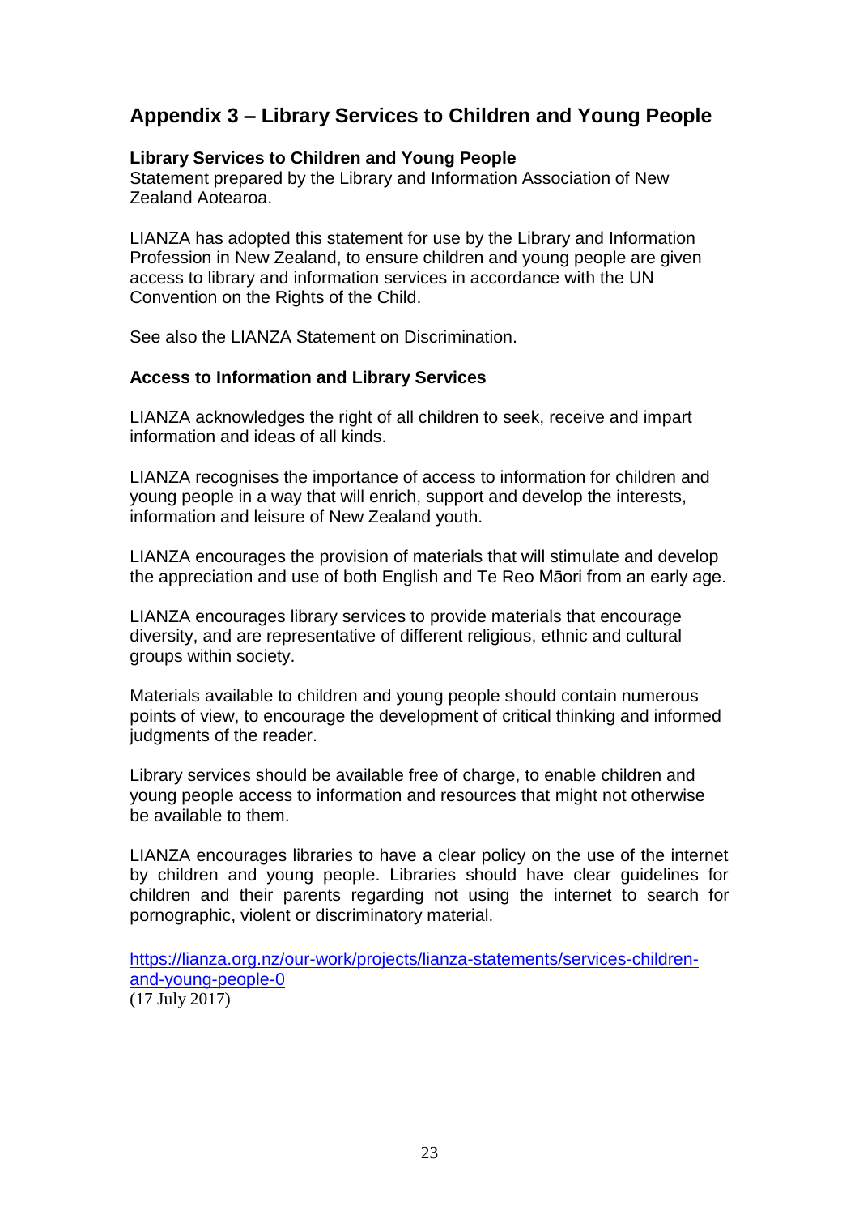## Appendix 3 – Library Services to Children and Young People

**Library Services to Children and Young People**
Statement prepared by the Library and Information Association of New Zealand Aotearoa.

LIANZA has adopted this statement for use by the Library and Information Profession in New Zealand, to ensure children and young people are given access to library and information services in accordance with the UN Convention on the Rights of the Child.

See also the LIANZA Statement on Discrimination.

**Access to Information and Library Services**

LIANZA acknowledges the right of all children to seek, receive and impart information and ideas of all kinds.

LIANZA recognises the importance of access to information for children and young people in a way that will enrich, support and develop the interests, information and leisure of New Zealand youth.

LIANZA encourages the provision of materials that will stimulate and develop the appreciation and use of both English and Te Reo Māori from an early age.

LIANZA encourages library services to provide materials that encourage diversity, and are representative of different religious, ethnic and cultural groups within society.

Materials available to children and young people should contain numerous points of view, to encourage the development of critical thinking and informed judgments of the reader.

Library services should be available free of charge, to enable children and young people access to information and resources that might not otherwise be available to them.

LIANZA encourages libraries to have a clear policy on the use of the internet by children and young people. Libraries should have clear guidelines for children and their parents regarding not using the internet to search for pornographic, violent or discriminatory material.

https://lianza.org.nz/our-work/projects/lianza-statements/services-children-and-young-people-0
(17 July 2017)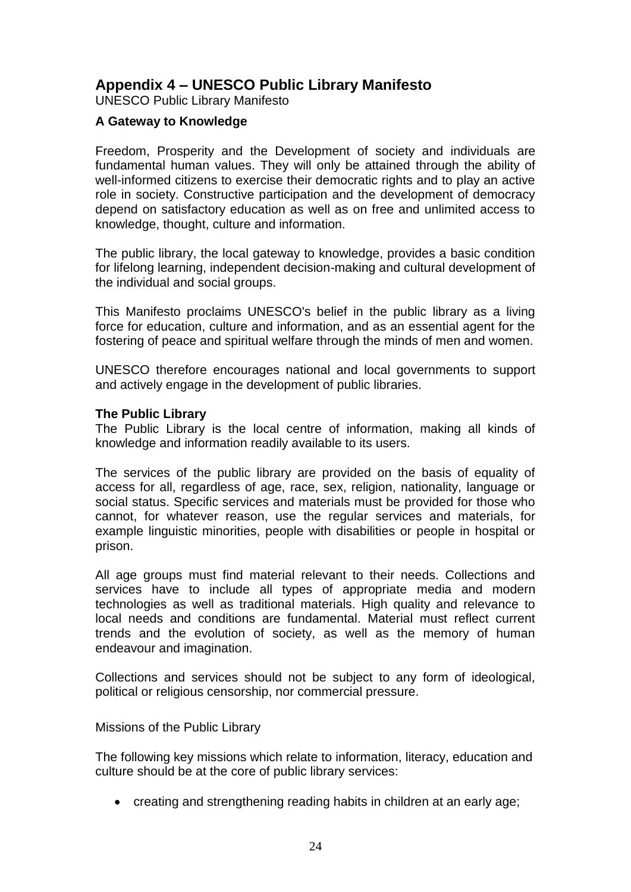## Appendix 4 – UNESCO Public Library Manifesto

UNESCO Public Library Manifesto

**A Gateway to Knowledge**

Freedom, Prosperity and the Development of society and individuals are fundamental human values. They will only be attained through the ability of well-informed citizens to exercise their democratic rights and to play an active role in society. Constructive participation and the development of democracy depend on satisfactory education as well as on free and unlimited access to knowledge, thought, culture and information.

The public library, the local gateway to knowledge, provides a basic condition for lifelong learning, independent decision-making and cultural development of the individual and social groups.

This Manifesto proclaims UNESCO's belief in the public library as a living force for education, culture and information, and as an essential agent for the fostering of peace and spiritual welfare through the minds of men and women.

UNESCO therefore encourages national and local governments to support and actively engage in the development of public libraries.

**The Public Library**

The Public Library is the local centre of information, making all kinds of knowledge and information readily available to its users.

The services of the public library are provided on the basis of equality of access for all, regardless of age, race, sex, religion, nationality, language or social status. Specific services and materials must be provided for those who cannot, for whatever reason, use the regular services and materials, for example linguistic minorities, people with disabilities or people in hospital or prison.

All age groups must find material relevant to their needs. Collections and services have to include all types of appropriate media and modern technologies as well as traditional materials. High quality and relevance to local needs and conditions are fundamental. Material must reflect current trends and the evolution of society, as well as the memory of human endeavour and imagination.

Collections and services should not be subject to any form of ideological, political or religious censorship, nor commercial pressure.

Missions of the Public Library

The following key missions which relate to information, literacy, education and culture should be at the core of public library services:

- creating and strengthening reading habits in children at an early age;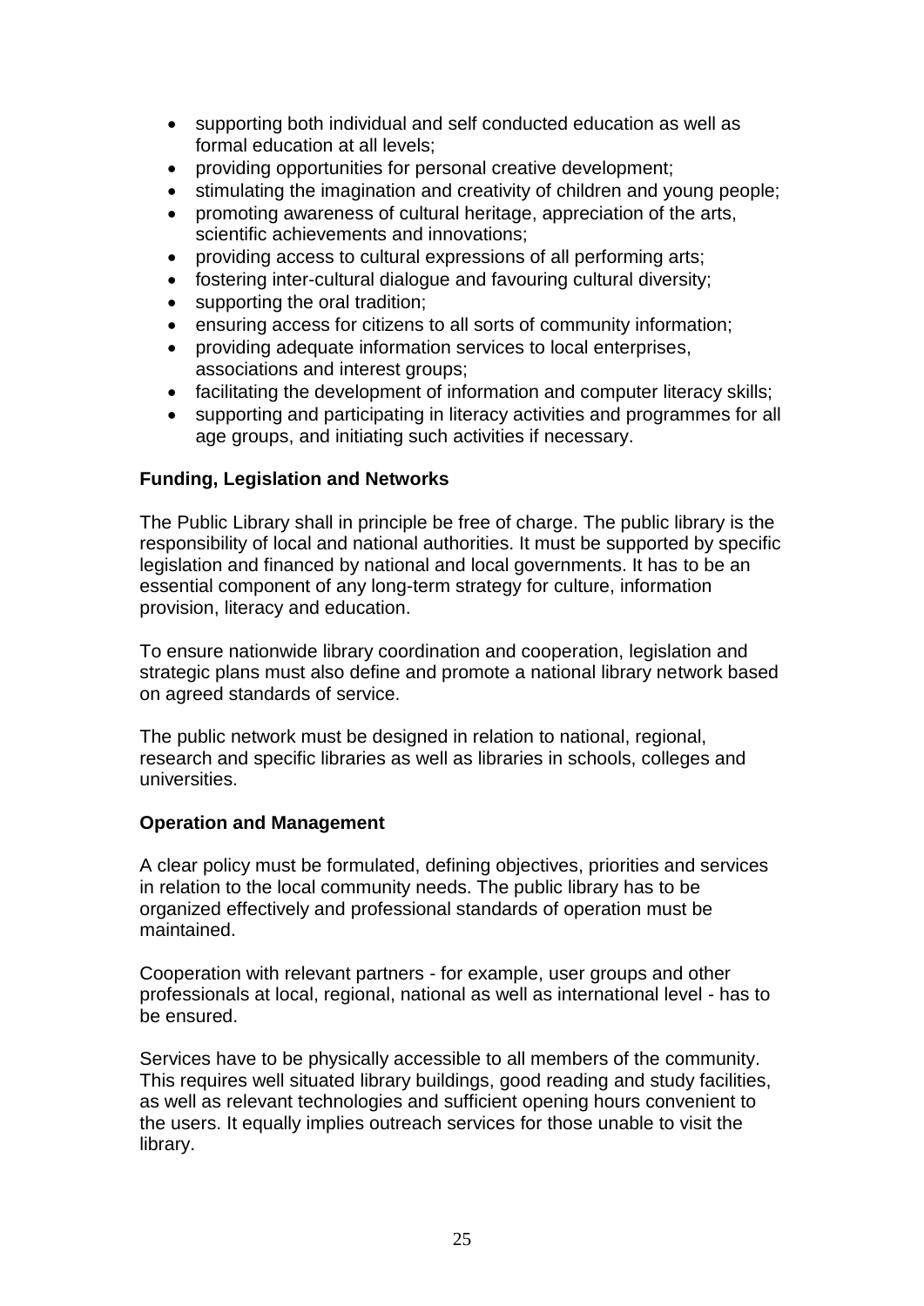- supporting both individual and self conducted education as well as formal education at all levels;
- providing opportunities for personal creative development;
- stimulating the imagination and creativity of children and young people;
- promoting awareness of cultural heritage, appreciation of the arts, scientific achievements and innovations;
- providing access to cultural expressions of all performing arts;
- fostering inter-cultural dialogue and favouring cultural diversity;
- supporting the oral tradition;
- ensuring access for citizens to all sorts of community information;
- providing adequate information services to local enterprises, associations and interest groups;
- facilitating the development of information and computer literacy skills;
- supporting and participating in literacy activities and programmes for all age groups, and initiating such activities if necessary.

**Funding, Legislation and Networks**

The Public Library shall in principle be free of charge. The public library is the responsibility of local and national authorities. It must be supported by specific legislation and financed by national and local governments. It has to be an essential component of any long-term strategy for culture, information provision, literacy and education.

To ensure nationwide library coordination and cooperation, legislation and strategic plans must also define and promote a national library network based on agreed standards of service.

The public network must be designed in relation to national, regional, research and specific libraries as well as libraries in schools, colleges and universities.

**Operation and Management**

A clear policy must be formulated, defining objectives, priorities and services in relation to the local community needs. The public library has to be organized effectively and professional standards of operation must be maintained.

Cooperation with relevant partners - for example, user groups and other professionals at local, regional, national as well as international level - has to be ensured.

Services have to be physically accessible to all members of the community. This requires well situated library buildings, good reading and study facilities, as well as relevant technologies and sufficient opening hours convenient to the users. It equally implies outreach services for those unable to visit the library.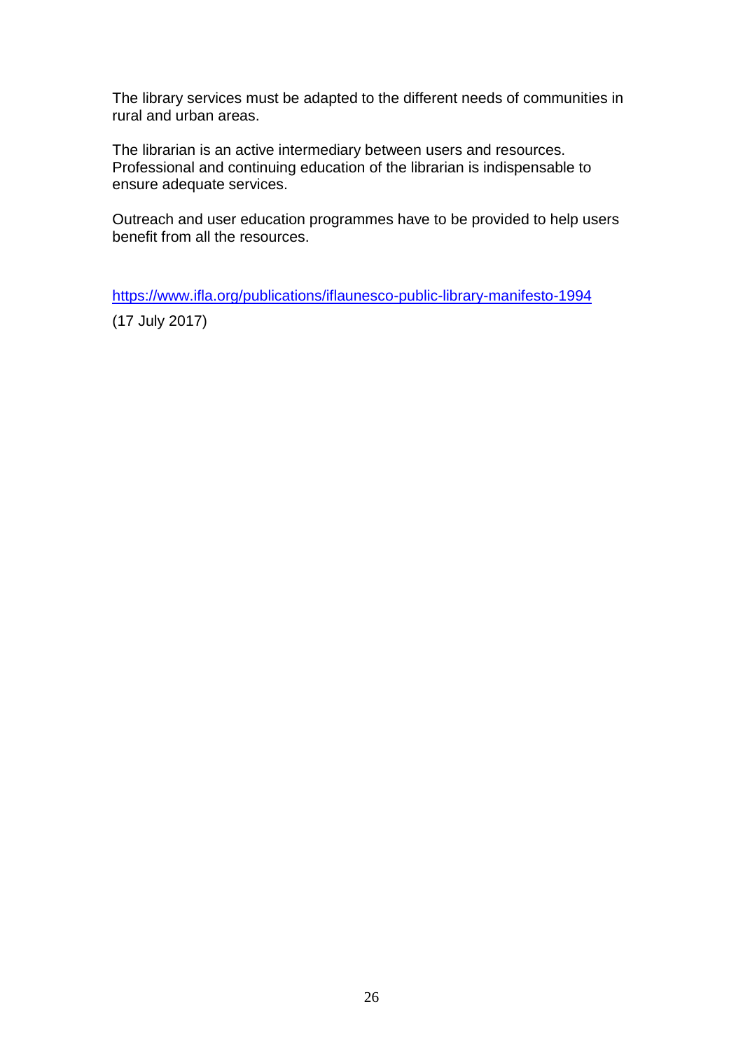The library services must be adapted to the different needs of communities in rural and urban areas.

The librarian is an active intermediary between users and resources. Professional and continuing education of the librarian is indispensable to ensure adequate services.

Outreach and user education programmes have to be provided to help users benefit from all the resources.

https://www.ifla.org/publications/iflaunesco-public-library-manifesto-1994

(17 July 2017)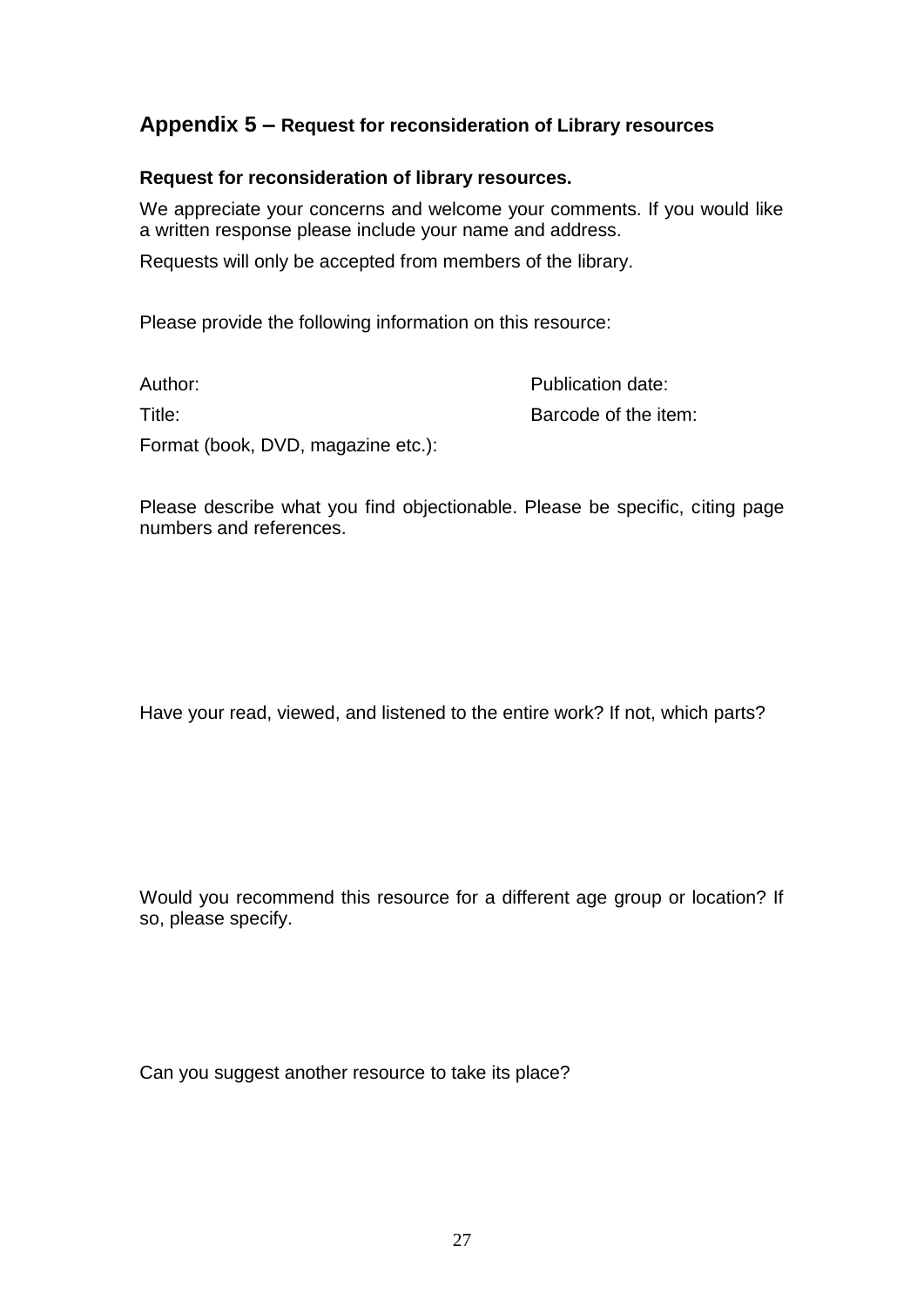## Appendix 5 – Request for reconsideration of Library resources

**Request for reconsideration of library resources.**

We appreciate your concerns and welcome your comments. If you would like a written response please include your name and address.

Requests will only be accepted from members of the library.

Please provide the following information on this resource:

Author: Publication date:

Title: Barcode of the item:

Format (book, DVD, magazine etc.):

Please describe what you find objectionable. Please be specific, citing page numbers and references.

Have your read, viewed, and listened to the entire work? If not, which parts?

Would you recommend this resource for a different age group or location? If so, please specify.

Can you suggest another resource to take its place?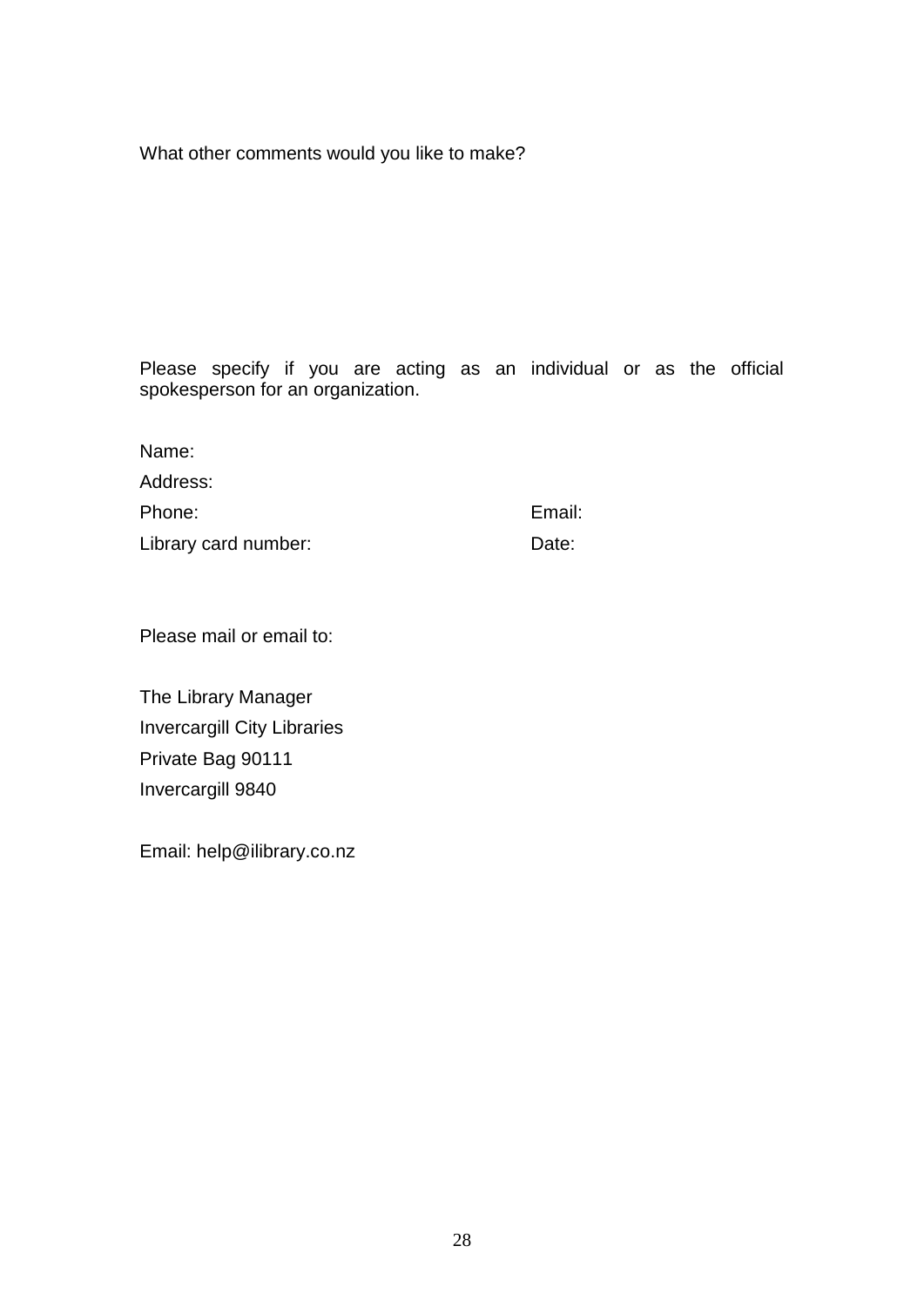What other comments would you like to make?

Please specify if you are acting as an individual or as the official spokesperson for an organization.

Name:

Address:

Phone: Email:

Library card number: Date:

Please mail or email to:

The Library Manager
Invercargill City Libraries
Private Bag 90111
Invercargill 9840

Email: help@ilibrary.co.nz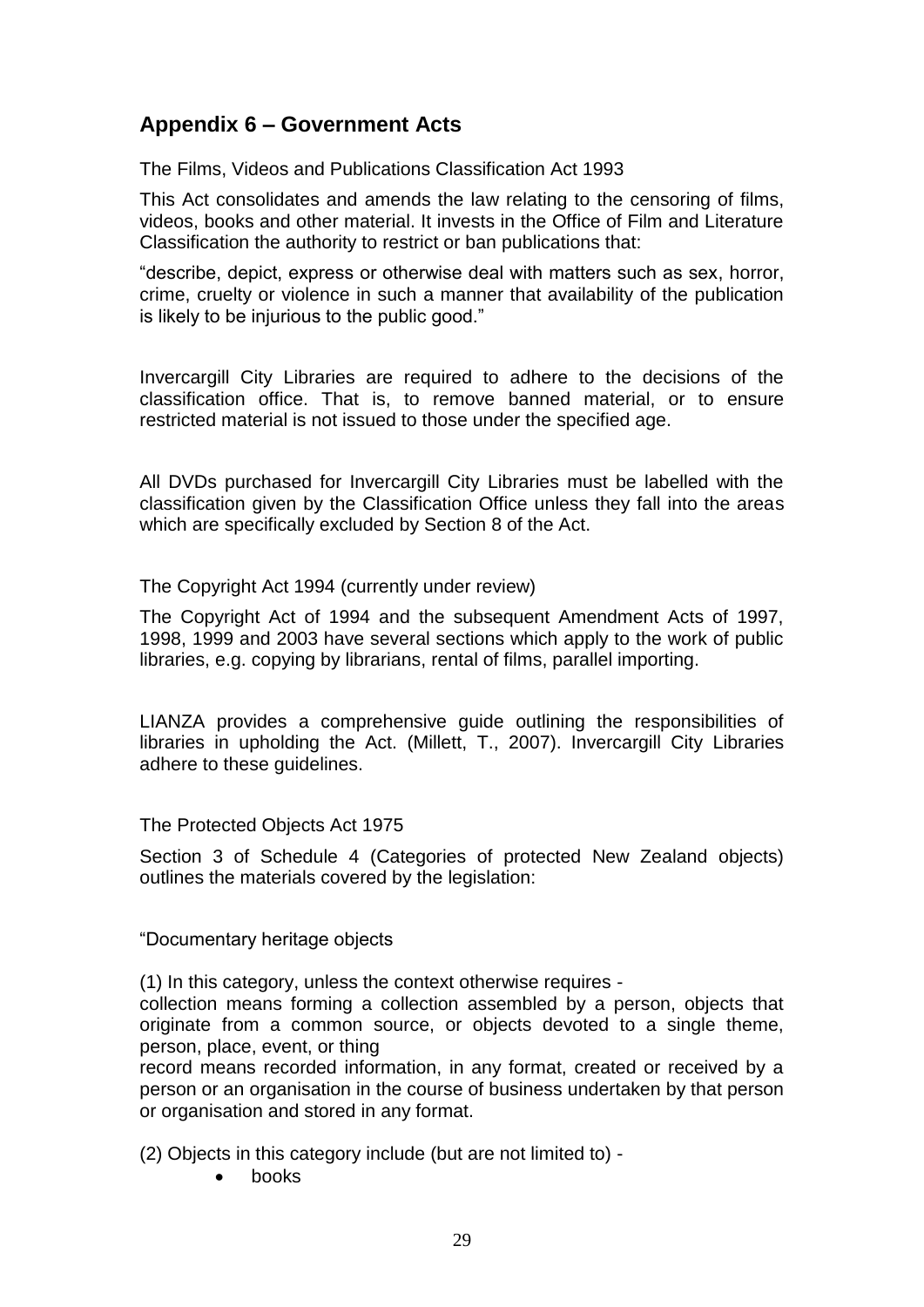## Appendix 6 – Government Acts

The Films, Videos and Publications Classification Act 1993

This Act consolidates and amends the law relating to the censoring of films, videos, books and other material. It invests in the Office of Film and Literature Classification the authority to restrict or ban publications that:

"describe, depict, express or otherwise deal with matters such as sex, horror, crime, cruelty or violence in such a manner that availability of the publication is likely to be injurious to the public good."

Invercargill City Libraries are required to adhere to the decisions of the classification office. That is, to remove banned material, or to ensure restricted material is not issued to those under the specified age.

All DVDs purchased for Invercargill City Libraries must be labelled with the classification given by the Classification Office unless they fall into the areas which are specifically excluded by Section 8 of the Act.

The Copyright Act 1994 (currently under review)

The Copyright Act of 1994 and the subsequent Amendment Acts of 1997, 1998, 1999 and 2003 have several sections which apply to the work of public libraries, e.g. copying by librarians, rental of films, parallel importing.

LIANZA provides a comprehensive guide outlining the responsibilities of libraries in upholding the Act. (Millett, T., 2007). Invercargill City Libraries adhere to these guidelines.

The Protected Objects Act 1975

Section 3 of Schedule 4 (Categories of protected New Zealand objects) outlines the materials covered by the legislation:

"Documentary heritage objects

(1) In this category, unless the context otherwise requires -
collection means forming a collection assembled by a person, objects that originate from a common source, or objects devoted to a single theme, person, place, event, or thing
record means recorded information, in any format, created or received by a person or an organisation in the course of business undertaken by that person or organisation and stored in any format.

(2) Objects in this category include (but are not limited to) -

- books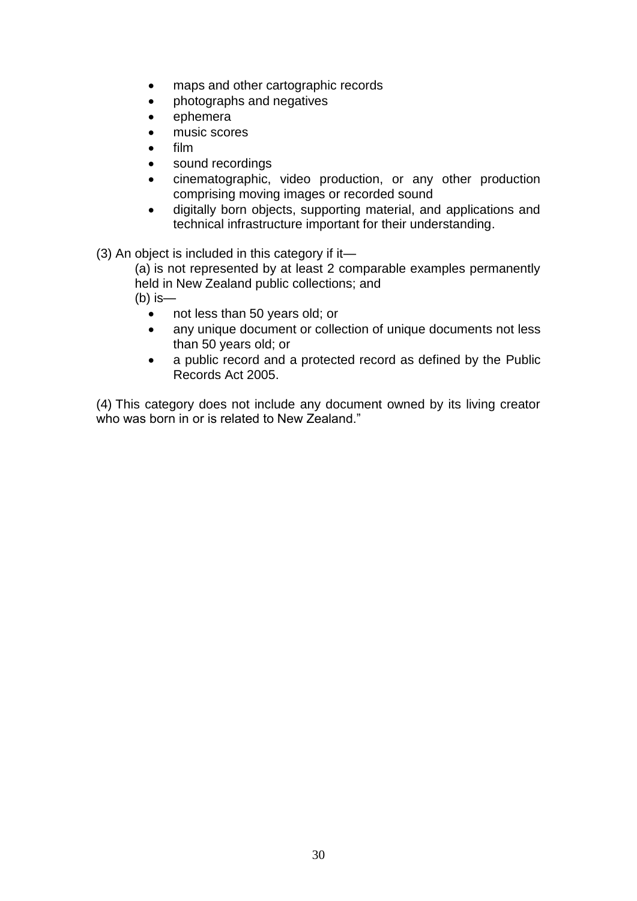- maps and other cartographic records
- photographs and negatives
- ephemera
- music scores
- film
- sound recordings
- cinematographic, video production, or any other production comprising moving images or recorded sound
- digitally born objects, supporting material, and applications and technical infrastructure important for their understanding.

(3) An object is included in this category if it—

(a) is not represented by at least 2 comparable examples permanently held in New Zealand public collections; and

(b) is—

- not less than 50 years old; or
- any unique document or collection of unique documents not less than 50 years old; or
- a public record and a protected record as defined by the Public Records Act 2005.

(4) This category does not include any document owned by its living creator who was born in or is related to New Zealand."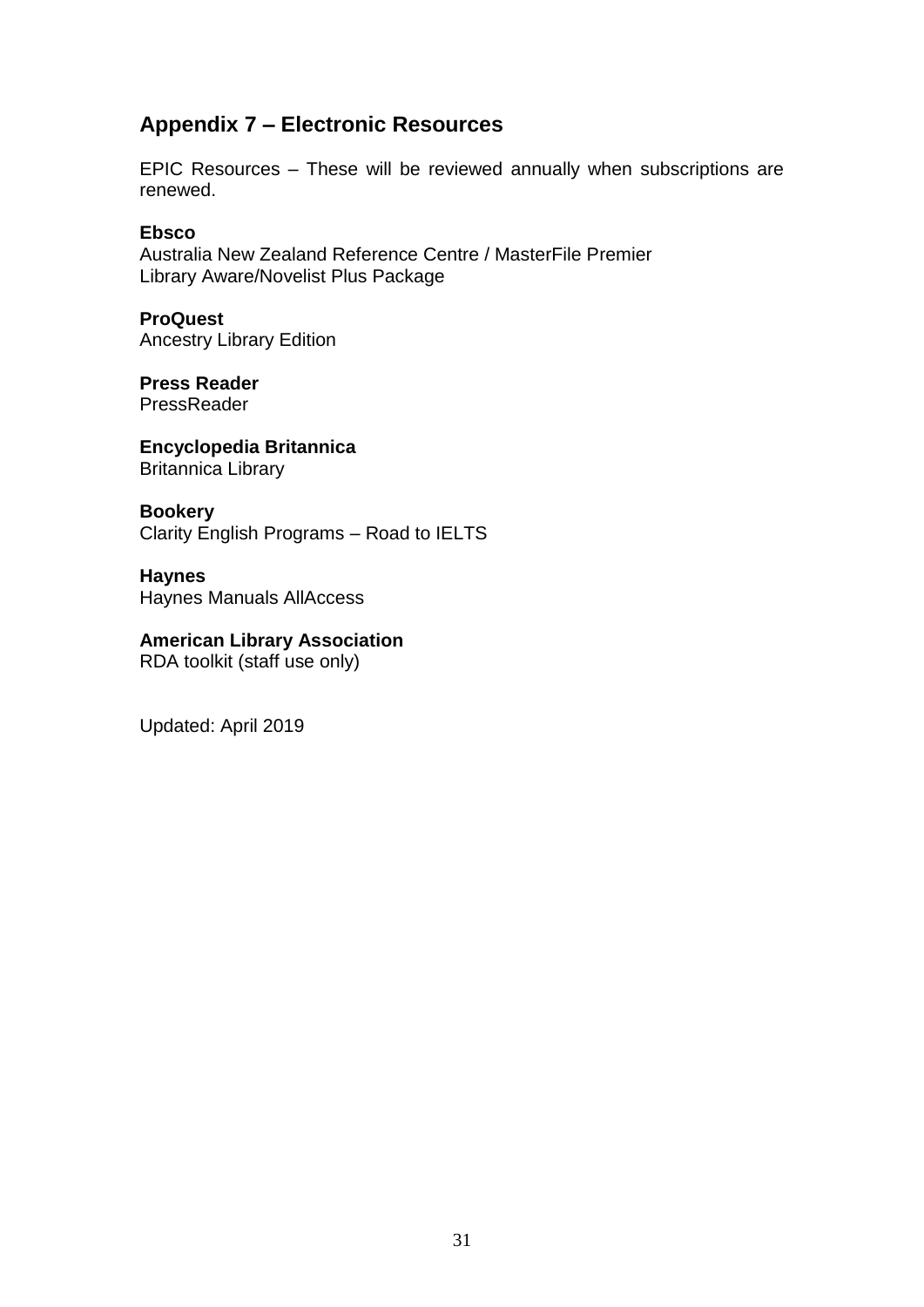## Appendix 7 – Electronic Resources

EPIC Resources – These will be reviewed annually when subscriptions are renewed.

**Ebsco**
Australia New Zealand Reference Centre / MasterFile Premier
Library Aware/Novelist Plus Package

**ProQuest**
Ancestry Library Edition

**Press Reader**
PressReader

**Encyclopedia Britannica**
Britannica Library

**Bookery**
Clarity English Programs – Road to IELTS

**Haynes**
Haynes Manuals AllAccess

**American Library Association**
RDA toolkit (staff use only)

Updated: April 2019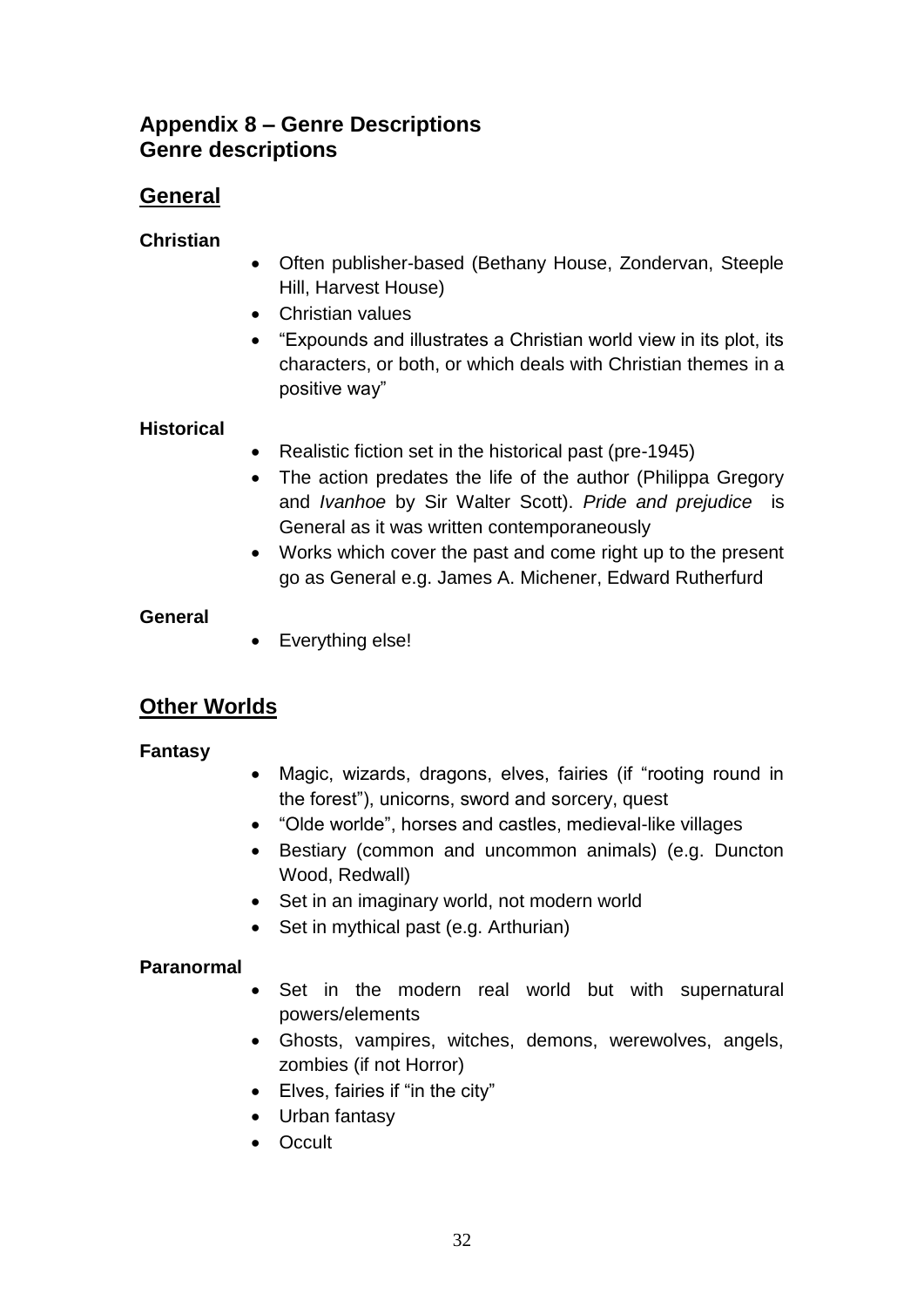## Appendix 8 – Genre Descriptions
## Genre descriptions

### General

**Christian**

- Often publisher-based (Bethany House, Zondervan, Steeple Hill, Harvest House)
- Christian values
- "Expounds and illustrates a Christian world view in its plot, its characters, or both, or which deals with Christian themes in a positive way"

**Historical**

- Realistic fiction set in the historical past (pre-1945)
- The action predates the life of the author (Philippa Gregory and *Ivanhoe* by Sir Walter Scott). *Pride and prejudice* is General as it was written contemporaneously
- Works which cover the past and come right up to the present go as General e.g. James A. Michener, Edward Rutherfurd

**General**

- Everything else!

### Other Worlds

**Fantasy**

- Magic, wizards, dragons, elves, fairies (if "rooting round in the forest"), unicorns, sword and sorcery, quest
- "Olde worlde", horses and castles, medieval-like villages
- Bestiary (common and uncommon animals) (e.g. Duncton Wood, Redwall)
- Set in an imaginary world, not modern world
- Set in mythical past (e.g. Arthurian)

**Paranormal**

- Set in the modern real world but with supernatural powers/elements
- Ghosts, vampires, witches, demons, werewolves, angels, zombies (if not Horror)
- Elves, fairies if "in the city"
- Urban fantasy
- Occult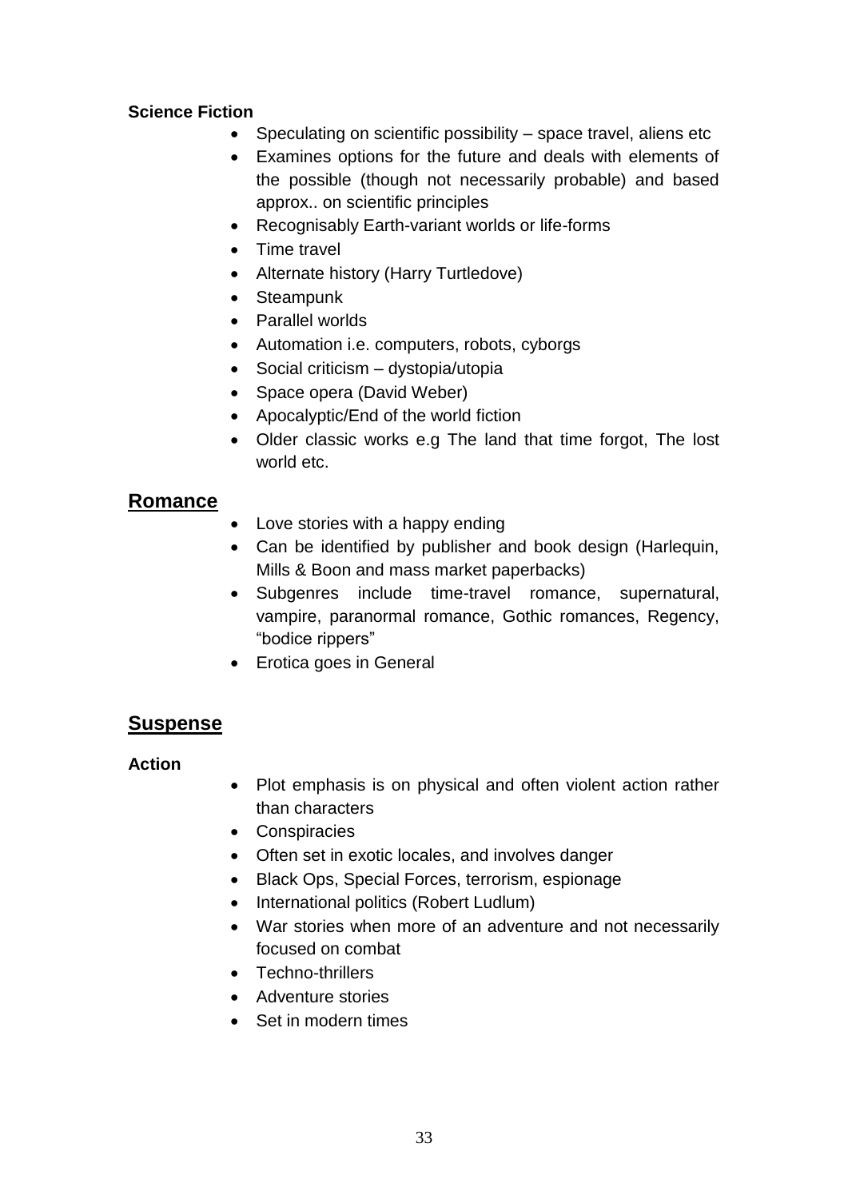**Science Fiction**

- Speculating on scientific possibility – space travel, aliens etc
- Examines options for the future and deals with elements of the possible (though not necessarily probable) and based approx.. on scientific principles
- Recognisably Earth-variant worlds or life-forms
- Time travel
- Alternate history (Harry Turtledove)
- Steampunk
- Parallel worlds
- Automation i.e. computers, robots, cyborgs
- Social criticism – dystopia/utopia
- Space opera (David Weber)
- Apocalyptic/End of the world fiction
- Older classic works e.g The land that time forgot, The lost world etc.

## Romance

- Love stories with a happy ending
- Can be identified by publisher and book design (Harlequin, Mills & Boon and mass market paperbacks)
- Subgenres include time-travel romance, supernatural, vampire, paranormal romance, Gothic romances, Regency, "bodice rippers"
- Erotica goes in General

## Suspense

**Action**

- Plot emphasis is on physical and often violent action rather than characters
- Conspiracies
- Often set in exotic locales, and involves danger
- Black Ops, Special Forces, terrorism, espionage
- International politics (Robert Ludlum)
- War stories when more of an adventure and not necessarily focused on combat
- Techno-thrillers
- Adventure stories
- Set in modern times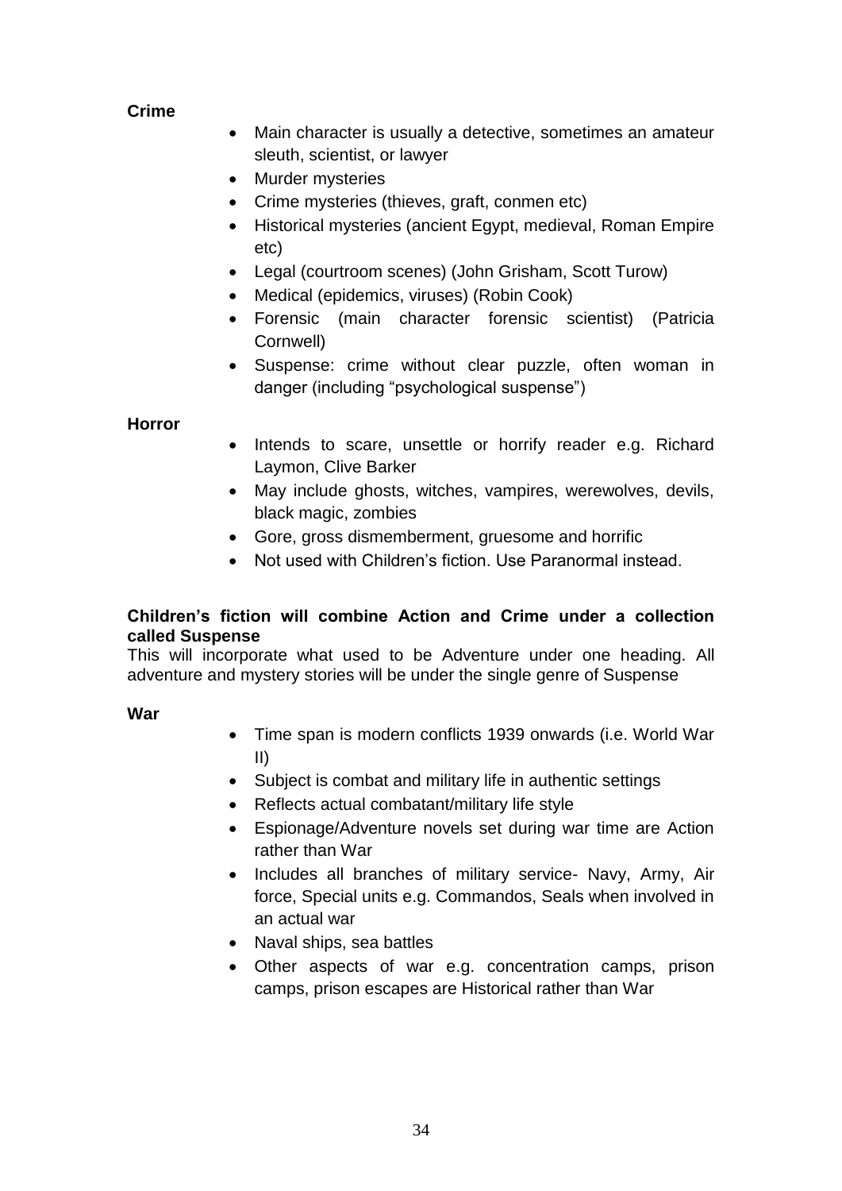**Crime**

- Main character is usually a detective, sometimes an amateur sleuth, scientist, or lawyer
- Murder mysteries
- Crime mysteries (thieves, graft, conmen etc)
- Historical mysteries (ancient Egypt, medieval, Roman Empire etc)
- Legal (courtroom scenes) (John Grisham, Scott Turow)
- Medical (epidemics, viruses) (Robin Cook)
- Forensic (main character forensic scientist) (Patricia Cornwell)
- Suspense: crime without clear puzzle, often woman in danger (including "psychological suspense")

**Horror**

- Intends to scare, unsettle or horrify reader e.g. Richard Laymon, Clive Barker
- May include ghosts, witches, vampires, werewolves, devils, black magic, zombies
- Gore, gross dismemberment, gruesome and horrific
- Not used with Children's fiction. Use Paranormal instead.

**Children's fiction will combine Action and Crime under a collection called Suspense**

This will incorporate what used to be Adventure under one heading. All adventure and mystery stories will be under the single genre of Suspense

**War**

- Time span is modern conflicts 1939 onwards (i.e. World War II)
- Subject is combat and military life in authentic settings
- Reflects actual combatant/military life style
- Espionage/Adventure novels set during war time are Action rather than War
- Includes all branches of military service- Navy, Army, Air force, Special units e.g. Commandos, Seals when involved in an actual war
- Naval ships, sea battles
- Other aspects of war e.g. concentration camps, prison camps, prison escapes are Historical rather than War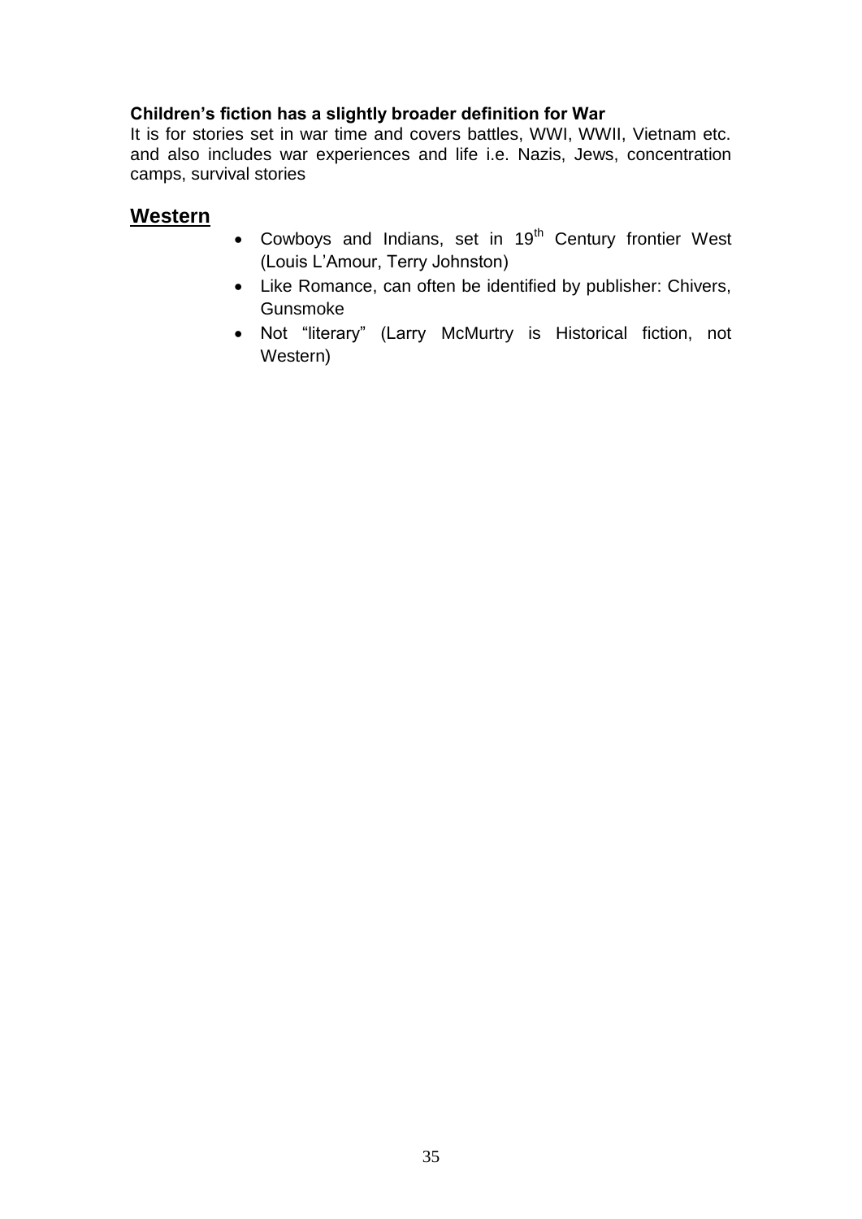**Children's fiction has a slightly broader definition for War**

It is for stories set in war time and covers battles, WWI, WWII, Vietnam etc. and also includes war experiences and life i.e. Nazis, Jews, concentration camps, survival stories

## Western

- Cowboys and Indians, set in 19th Century frontier West (Louis L'Amour, Terry Johnston)
- Like Romance, can often be identified by publisher: Chivers, Gunsmoke
- Not "literary" (Larry McMurtry is Historical fiction, not Western)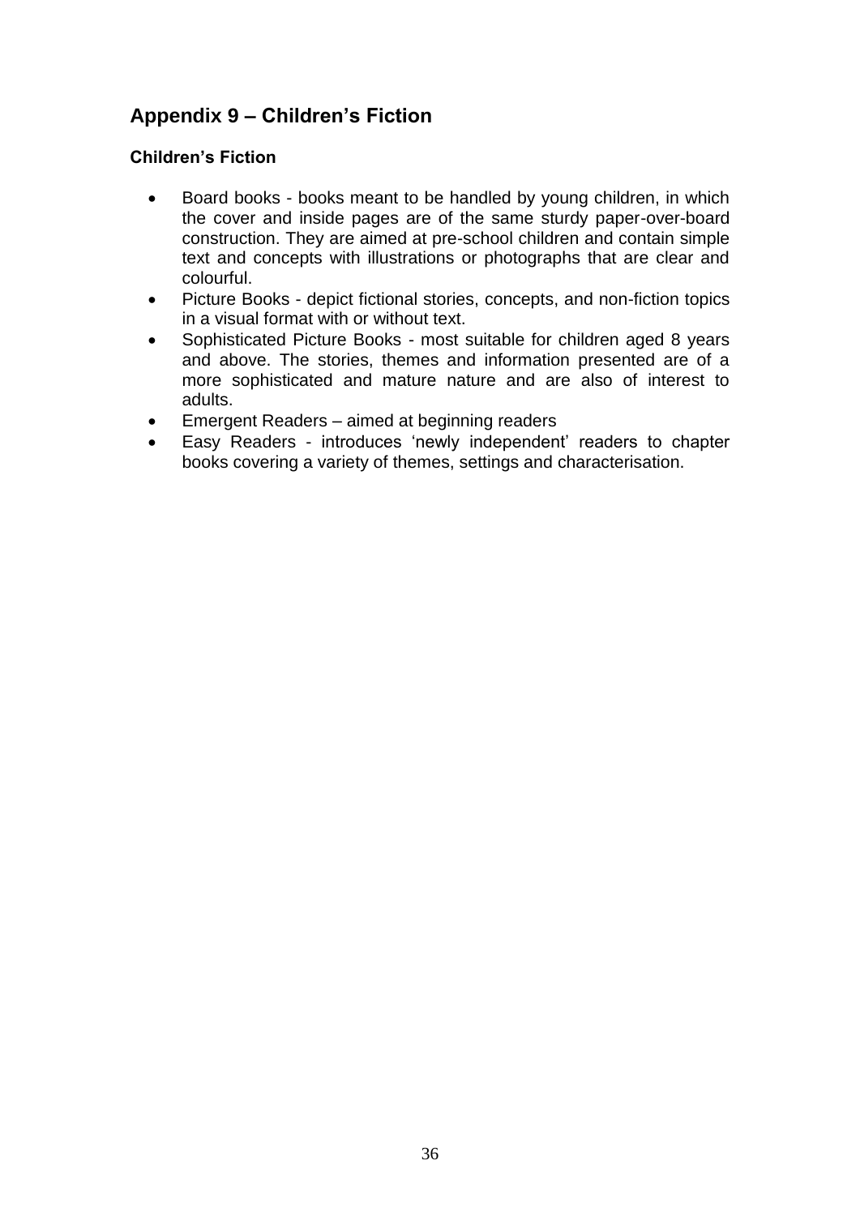## Appendix 9 – Children's Fiction

### Children's Fiction

- Board books - books meant to be handled by young children, in which the cover and inside pages are of the same sturdy paper-over-board construction. They are aimed at pre-school children and contain simple text and concepts with illustrations or photographs that are clear and colourful.
- Picture Books - depict fictional stories, concepts, and non-fiction topics in a visual format with or without text.
- Sophisticated Picture Books - most suitable for children aged 8 years and above. The stories, themes and information presented are of a more sophisticated and mature nature and are also of interest to adults.
- Emergent Readers – aimed at beginning readers
- Easy Readers - introduces 'newly independent' readers to chapter books covering a variety of themes, settings and characterisation.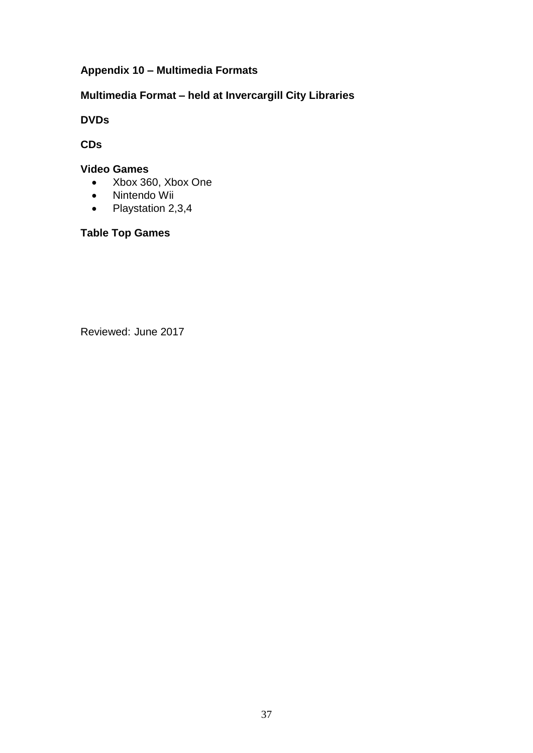## Appendix 10 – Multimedia Formats

### Multimedia Format – held at Invercargill City Libraries

**DVDs**

**CDs**

**Video Games**

- Xbox 360, Xbox One
- Nintendo Wii
- Playstation 2,3,4

**Table Top Games**

Reviewed: June 2017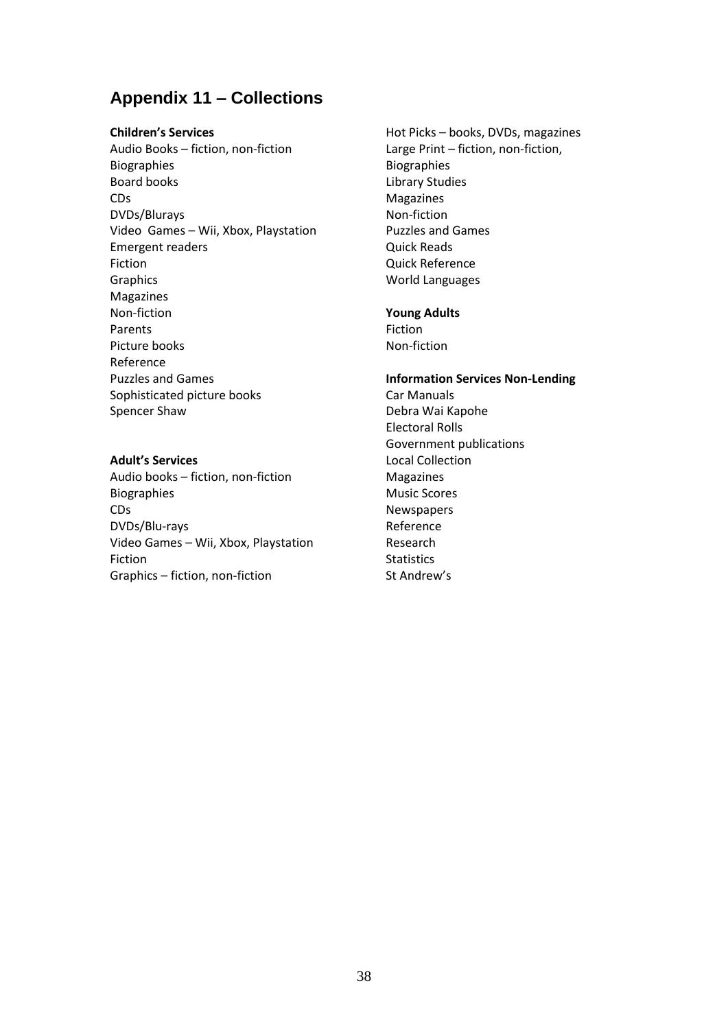## Appendix 11 – Collections

**Children's Services**

Audio Books – fiction, non-fiction
Biographies
Board books
CDs
DVDs/Blurays
Video Games – Wii, Xbox, Playstation
Emergent readers
Fiction
Graphics
Magazines
Non-fiction
Parents
Picture books
Reference
Puzzles and Games
Sophisticated picture books
Spencer Shaw

**Adult's Services**

Audio books – fiction, non-fiction
Biographies
CDs
DVDs/Blu-rays
Video Games – Wii, Xbox, Playstation
Fiction
Graphics – fiction, non-fiction
Hot Picks – books, DVDs, magazines
Large Print – fiction, non-fiction, Biographies
Library Studies
Magazines
Non-fiction
Puzzles and Games
Quick Reads
Quick Reference
World Languages

**Young Adults**

Fiction
Non-fiction

**Information Services Non-Lending**

Car Manuals
Debra Wai Kapohe
Electoral Rolls
Government publications
Local Collection
Magazines
Music Scores
Newspapers
Reference
Research
Statistics
St Andrew's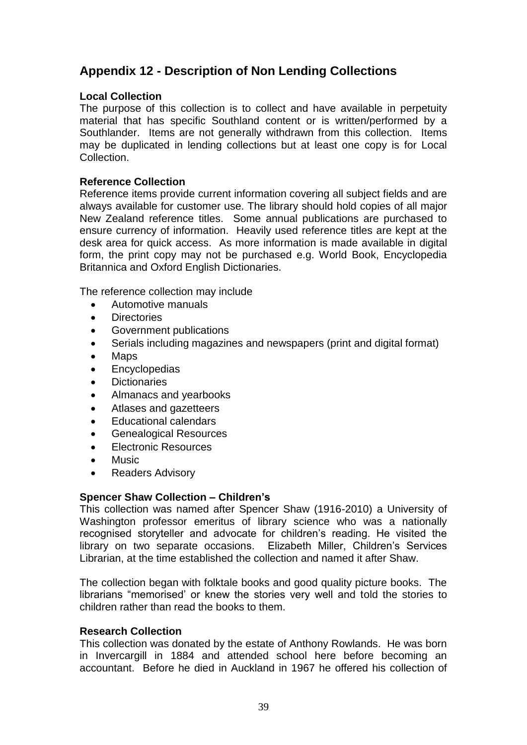## Appendix 12 - Description of Non Lending Collections

**Local Collection**
The purpose of this collection is to collect and have available in perpetuity material that has specific Southland content or is written/performed by a Southlander. Items are not generally withdrawn from this collection. Items may be duplicated in lending collections but at least one copy is for Local Collection.

**Reference Collection**
Reference items provide current information covering all subject fields and are always available for customer use. The library should hold copies of all major New Zealand reference titles. Some annual publications are purchased to ensure currency of information. Heavily used reference titles are kept at the desk area for quick access. As more information is made available in digital form, the print copy may not be purchased e.g. World Book, Encyclopedia Britannica and Oxford English Dictionaries.

The reference collection may include

- Automotive manuals
- Directories
- Government publications
- Serials including magazines and newspapers (print and digital format)
- Maps
- Encyclopedias
- Dictionaries
- Almanacs and yearbooks
- Atlases and gazetteers
- Educational calendars
- Genealogical Resources
- Electronic Resources
- Music
- Readers Advisory

**Spencer Shaw Collection – Children's**
This collection was named after Spencer Shaw (1916-2010) a University of Washington professor emeritus of library science who was a nationally recognised storyteller and advocate for children's reading. He visited the library on two separate occasions. Elizabeth Miller, Children's Services Librarian, at the time established the collection and named it after Shaw.

The collection began with folktale books and good quality picture books. The librarians "memorised' or knew the stories very well and told the stories to children rather than read the books to them.

**Research Collection**
This collection was donated by the estate of Anthony Rowlands. He was born in Invercargill in 1884 and attended school here before becoming an accountant. Before he died in Auckland in 1967 he offered his collection of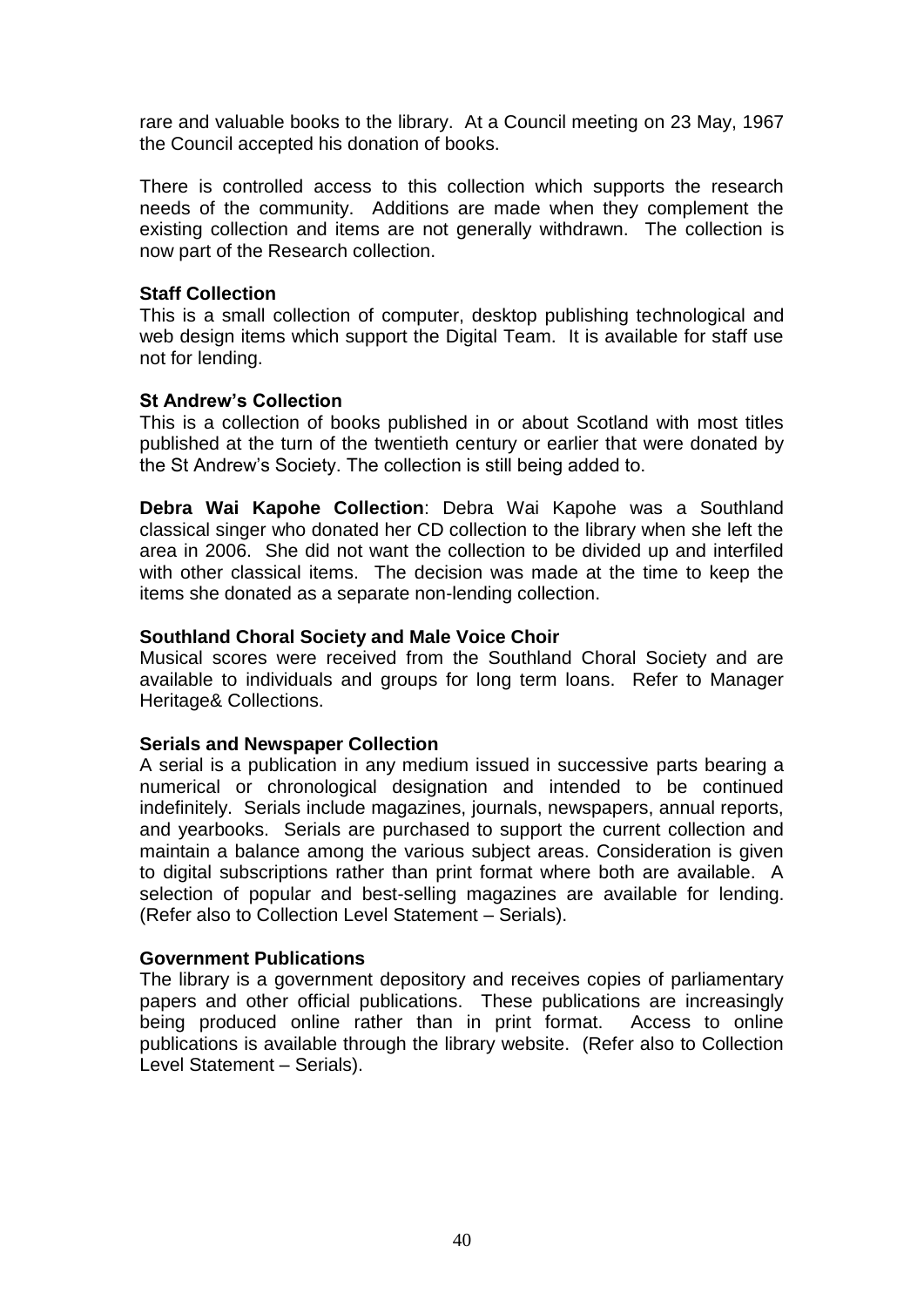rare and valuable books to the library. At a Council meeting on 23 May, 1967 the Council accepted his donation of books.

There is controlled access to this collection which supports the research needs of the community. Additions are made when they complement the existing collection and items are not generally withdrawn. The collection is now part of the Research collection.

**Staff Collection**

This is a small collection of computer, desktop publishing technological and web design items which support the Digital Team. It is available for staff use not for lending.

**St Andrew's Collection**

This is a collection of books published in or about Scotland with most titles published at the turn of the twentieth century or earlier that were donated by the St Andrew's Society. The collection is still being added to.

**Debra Wai Kapohe Collection**: Debra Wai Kapohe was a Southland classical singer who donated her CD collection to the library when she left the area in 2006. She did not want the collection to be divided up and interfiled with other classical items. The decision was made at the time to keep the items she donated as a separate non-lending collection.

**Southland Choral Society and Male Voice Choir**

Musical scores were received from the Southland Choral Society and are available to individuals and groups for long term loans. Refer to Manager Heritage& Collections.

**Serials and Newspaper Collection**

A serial is a publication in any medium issued in successive parts bearing a numerical or chronological designation and intended to be continued indefinitely. Serials include magazines, journals, newspapers, annual reports, and yearbooks. Serials are purchased to support the current collection and maintain a balance among the various subject areas. Consideration is given to digital subscriptions rather than print format where both are available. A selection of popular and best-selling magazines are available for lending. (Refer also to Collection Level Statement – Serials).

**Government Publications**

The library is a government depository and receives copies of parliamentary papers and other official publications. These publications are increasingly being produced online rather than in print format. Access to online publications is available through the library website. (Refer also to Collection Level Statement – Serials).